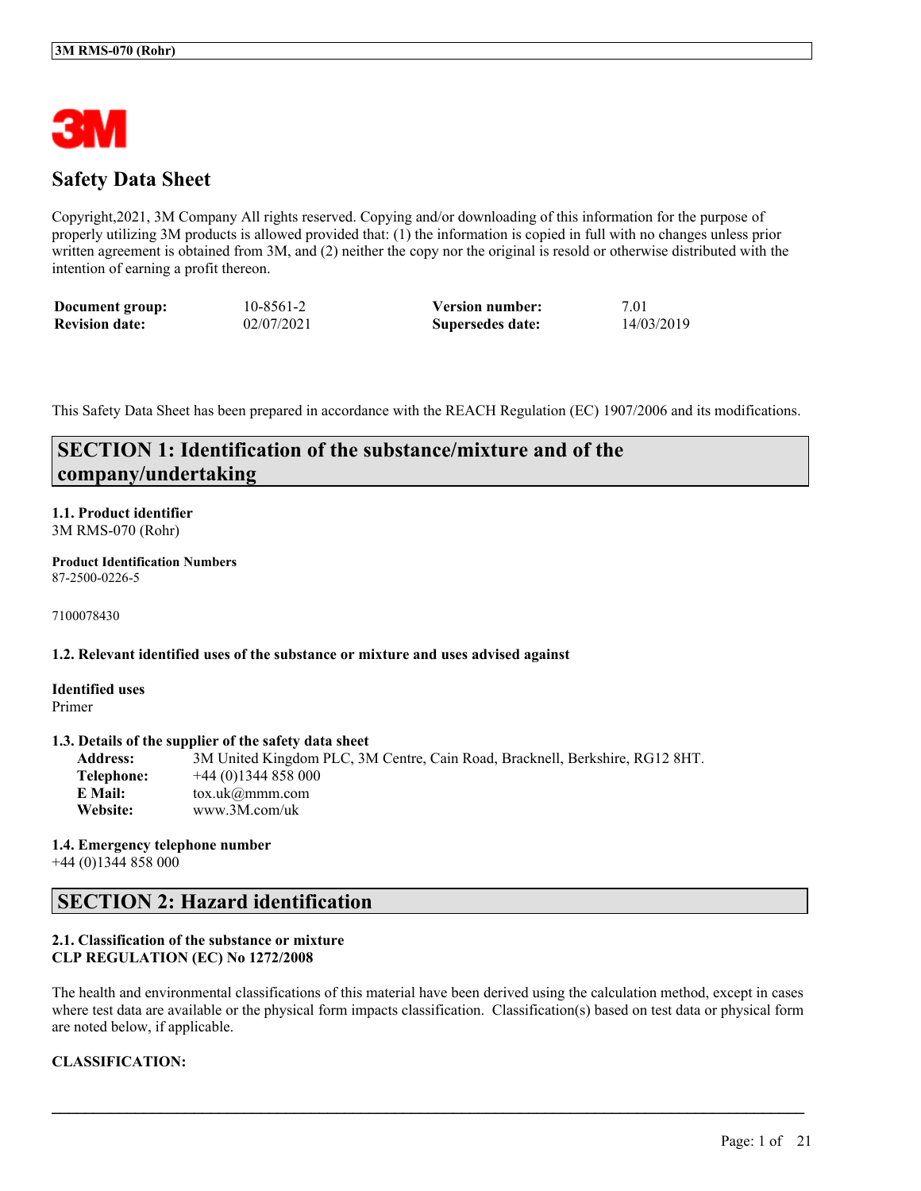# Safety Data Sheet

Copyright,2021, 3M Company All rights reserved. Copying and/or downloading of this information for the purpose of properly utilizing 3M products is allowed provided that: (1) the information is copied in full with no changes unless prior written agreement is obtained from 3M, and (2) neither the copy nor the original is resold or otherwise distributed with the intention of earning a profit thereon.

| **Document group:** | 10-8561-2 | **Version number:** | 7.01 |
|---|---|---|---|
| **Revision date:** | 02/07/2021 | **Supersedes date:** | 14/03/2019 |

This Safety Data Sheet has been prepared in accordance with the REACH Regulation (EC) 1907/2006 and its modifications.

## SECTION 1: Identification of the substance/mixture and of the company/undertaking

**1.1. Product identifier**
3M RMS-070 (Rohr)

**Product Identification Numbers**
87-2500-0226-5

7100078430

**1.2. Relevant identified uses of the substance or mixture and uses advised against**

**Identified uses**
Primer

**1.3. Details of the supplier of the safety data sheet**

**Address:** 3M United Kingdom PLC, 3M Centre, Cain Road, Bracknell, Berkshire, RG12 8HT.
**Telephone:** +44 (0)1344 858 000
**E Mail:** tox.uk@mmm.com
**Website:** www.3M.com/uk

**1.4. Emergency telephone number**
+44 (0)1344 858 000

## SECTION 2: Hazard identification

**2.1. Classification of the substance or mixture**
**CLP REGULATION (EC) No 1272/2008**

The health and environmental classifications of this material have been derived using the calculation method, except in cases where test data are available or the physical form impacts classification. Classification(s) based on test data or physical form are noted below, if applicable.

**CLASSIFICATION:**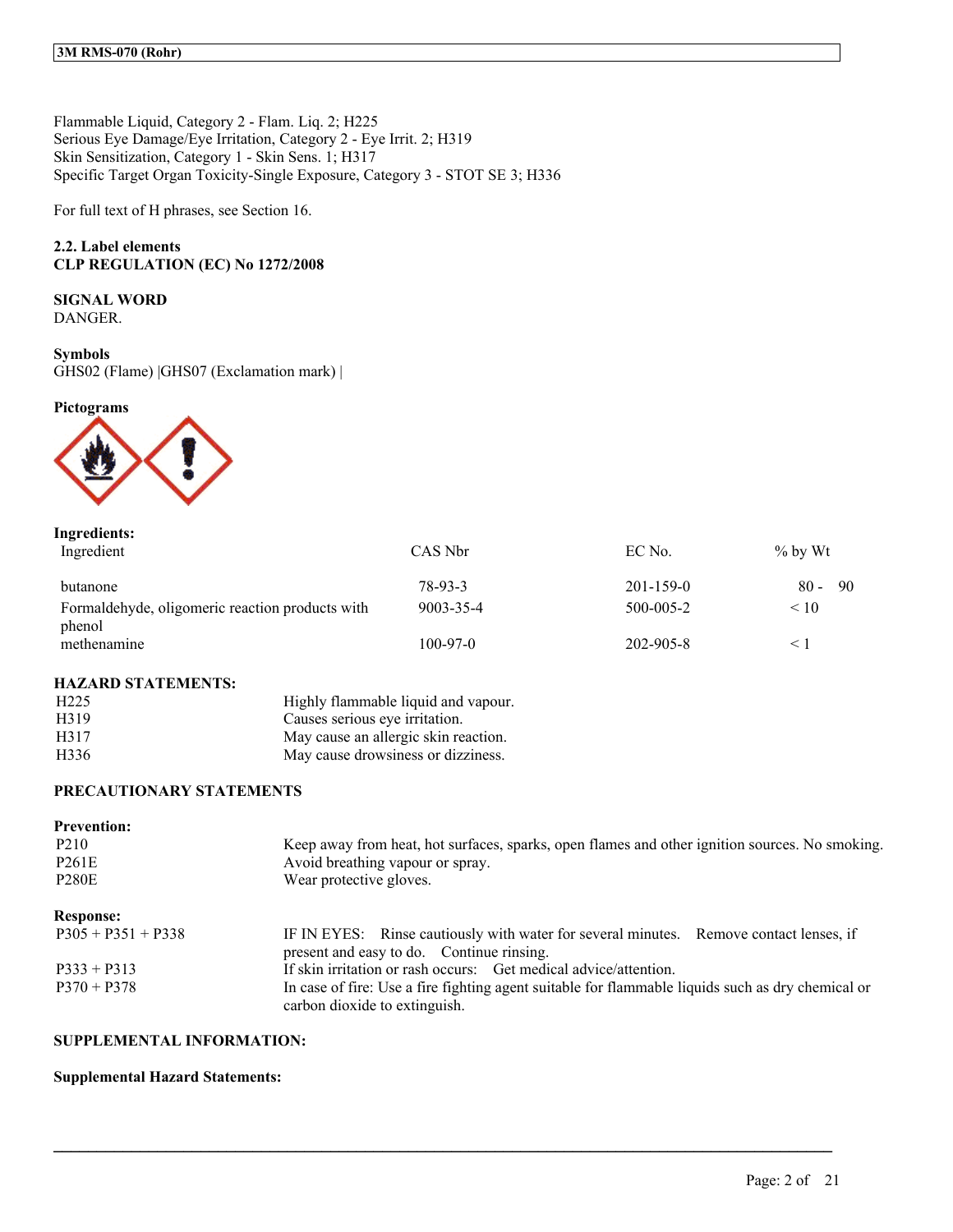Flammable Liquid, Category 2 - Flam. Liq. 2; H225
Serious Eye Damage/Eye Irritation, Category 2 - Eye Irrit. 2; H319
Skin Sensitization, Category 1 - Skin Sens. 1; H317
Specific Target Organ Toxicity-Single Exposure, Category 3 - STOT SE 3; H336

For full text of H phrases, see Section 16.

### 2.2. Label elements
### CLP REGULATION (EC) No 1272/2008

**SIGNAL WORD**
DANGER.

**Symbols**
GHS02 (Flame) |GHS07 (Exclamation mark) |

**Pictograms**

**Ingredients:**

| Ingredient | CAS Nbr | EC No. | % by Wt |
|---|---|---|---|
| butanone | 78-93-3 | 201-159-0 | 80 - 90 |
| Formaldehyde, oligomeric reaction products with phenol | 9003-35-4 | 500-005-2 | < 10 |
| methenamine | 100-97-0 | 202-905-8 | < 1 |

**HAZARD STATEMENTS:**

| | |
|---|---|
| H225 | Highly flammable liquid and vapour. |
| H319 | Causes serious eye irritation. |
| H317 | May cause an allergic skin reaction. |
| H336 | May cause drowsiness or dizziness. |

**PRECAUTIONARY STATEMENTS**

**Prevention:**

| | |
|---|---|
| P210 | Keep away from heat, hot surfaces, sparks, open flames and other ignition sources. No smoking. |
| P261E | Avoid breathing vapour or spray. |
| P280E | Wear protective gloves. |

**Response:**

| | |
|---|---|
| P305 + P351 + P338 | IF IN EYES: Rinse cautiously with water for several minutes. Remove contact lenses, if present and easy to do. Continue rinsing. |
| P333 + P313 | If skin irritation or rash occurs: Get medical advice/attention. |
| P370 + P378 | In case of fire: Use a fire fighting agent suitable for flammable liquids such as dry chemical or carbon dioxide to extinguish. |

**SUPPLEMENTAL INFORMATION:**

**Supplemental Hazard Statements:**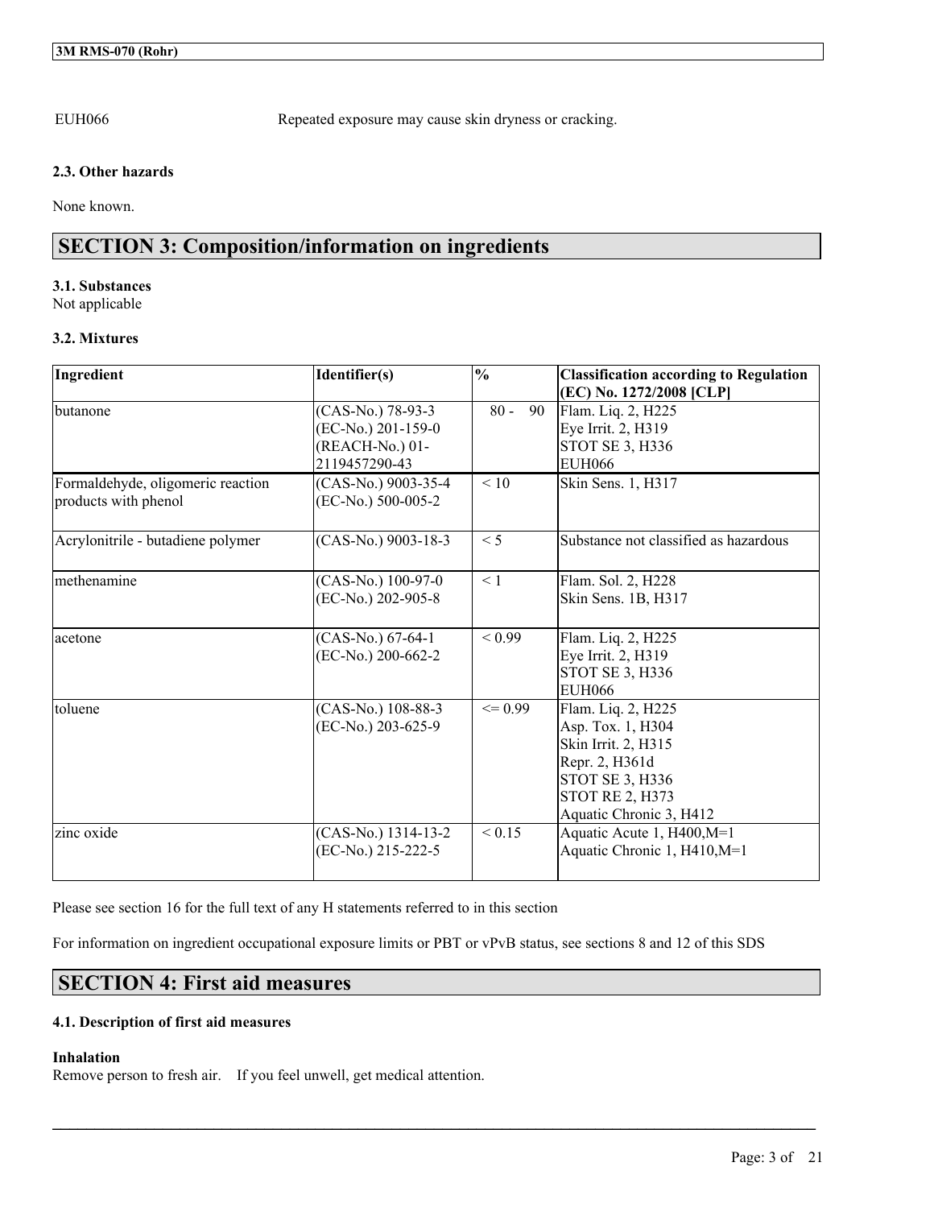EUH066 Repeated exposure may cause skin dryness or cracking.

### 2.3. Other hazards

None known.

## SECTION 3: Composition/information on ingredients

### 3.1. Substances

Not applicable

### 3.2. Mixtures

| Ingredient | Identifier(s) | % | Classification according to Regulation (EC) No. 1272/2008 [CLP] |
|---|---|---|---|
| butanone | (CAS-No.) 78-93-3<br>(EC-No.) 201-159-0<br>(REACH-No.) 01-2119457290-43 | 80 - 90 | Flam. Liq. 2, H225<br>Eye Irrit. 2, H319<br>STOT SE 3, H336<br>EUH066 |
| Formaldehyde, oligomeric reaction products with phenol | (CAS-No.) 9003-35-4<br>(EC-No.) 500-005-2 | < 10 | Skin Sens. 1, H317 |
| Acrylonitrile - butadiene polymer | (CAS-No.) 9003-18-3 | < 5 | Substance not classified as hazardous |
| methenamine | (CAS-No.) 100-97-0<br>(EC-No.) 202-905-8 | < 1 | Flam. Sol. 2, H228<br>Skin Sens. 1B, H317 |
| acetone | (CAS-No.) 67-64-1<br>(EC-No.) 200-662-2 | < 0.99 | Flam. Liq. 2, H225<br>Eye Irrit. 2, H319<br>STOT SE 3, H336<br>EUH066 |
| toluene | (CAS-No.) 108-88-3<br>(EC-No.) 203-625-9 | <= 0.99 | Flam. Liq. 2, H225<br>Asp. Tox. 1, H304<br>Skin Irrit. 2, H315<br>Repr. 2, H361d<br>STOT SE 3, H336<br>STOT RE 2, H373<br>Aquatic Chronic 3, H412 |
| zinc oxide | (CAS-No.) 1314-13-2<br>(EC-No.) 215-222-5 | < 0.15 | Aquatic Acute 1, H400,M=1<br>Aquatic Chronic 1, H410,M=1 |

Please see section 16 for the full text of any H statements referred to in this section

For information on ingredient occupational exposure limits or PBT or vPvB status, see sections 8 and 12 of this SDS

## SECTION 4: First aid measures

### 4.1. Description of first aid measures

**Inhalation**

Remove person to fresh air. If you feel unwell, get medical attention.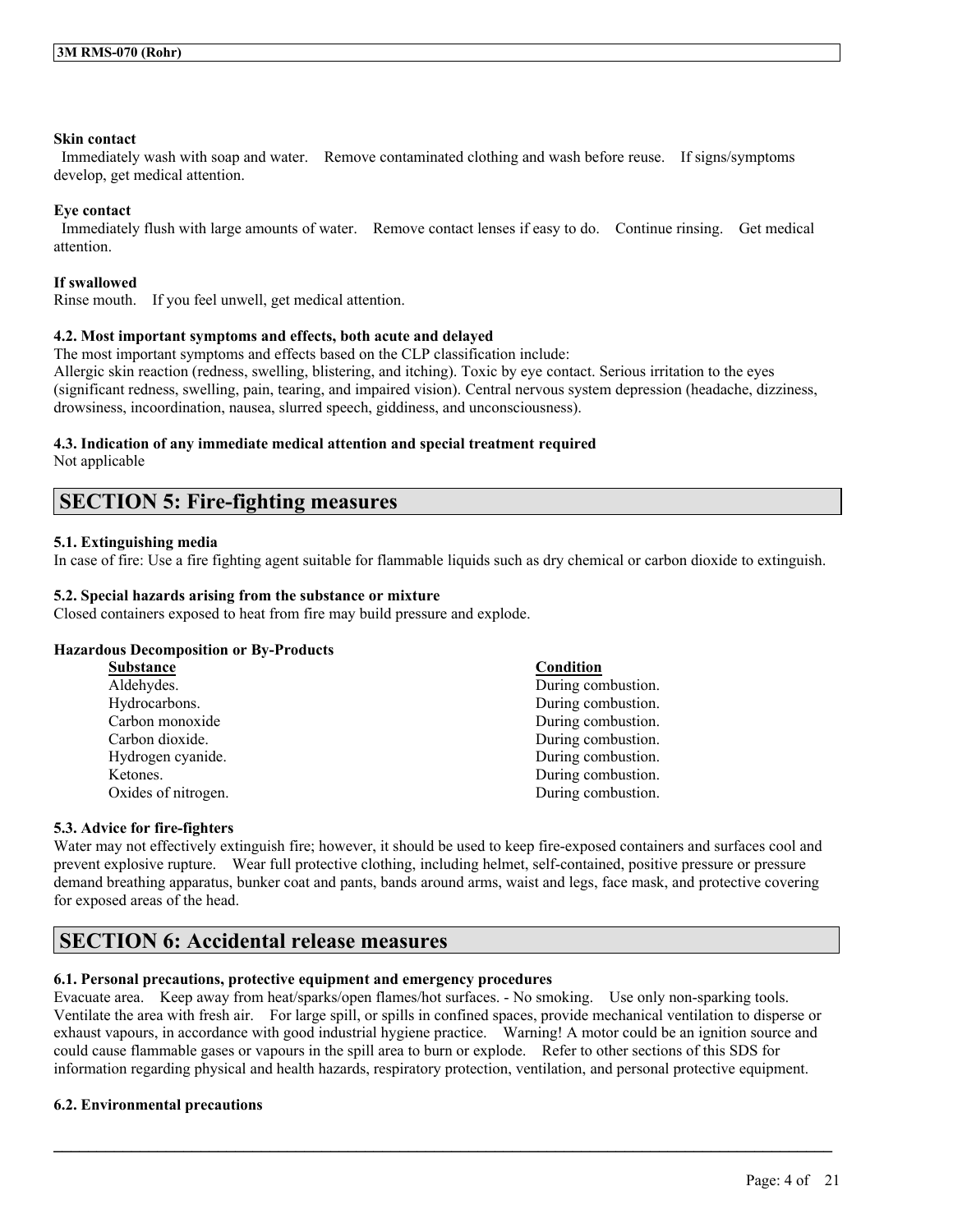**Skin contact**

Immediately wash with soap and water. Remove contaminated clothing and wash before reuse. If signs/symptoms develop, get medical attention.

**Eye contact**

Immediately flush with large amounts of water. Remove contact lenses if easy to do. Continue rinsing. Get medical attention.

**If swallowed**

Rinse mouth. If you feel unwell, get medical attention.

### 4.2. Most important symptoms and effects, both acute and delayed

The most important symptoms and effects based on the CLP classification include:
Allergic skin reaction (redness, swelling, blistering, and itching). Toxic by eye contact. Serious irritation to the eyes (significant redness, swelling, pain, tearing, and impaired vision). Central nervous system depression (headache, dizziness, drowsiness, incoordination, nausea, slurred speech, giddiness, and unconsciousness).

### 4.3. Indication of any immediate medical attention and special treatment required

Not applicable

## SECTION 5: Fire-fighting measures

### 5.1. Extinguishing media

In case of fire: Use a fire fighting agent suitable for flammable liquids such as dry chemical or carbon dioxide to extinguish.

### 5.2. Special hazards arising from the substance or mixture

Closed containers exposed to heat from fire may build pressure and explode.

**Hazardous Decomposition or By-Products**

| Substance | Condition |
|---|---|
| Aldehydes. | During combustion. |
| Hydrocarbons. | During combustion. |
| Carbon monoxide | During combustion. |
| Carbon dioxide. | During combustion. |
| Hydrogen cyanide. | During combustion. |
| Ketones. | During combustion. |
| Oxides of nitrogen. | During combustion. |

### 5.3. Advice for fire-fighters

Water may not effectively extinguish fire; however, it should be used to keep fire-exposed containers and surfaces cool and prevent explosive rupture. Wear full protective clothing, including helmet, self-contained, positive pressure or pressure demand breathing apparatus, bunker coat and pants, bands around arms, waist and legs, face mask, and protective covering for exposed areas of the head.

## SECTION 6: Accidental release measures

### 6.1. Personal precautions, protective equipment and emergency procedures

Evacuate area. Keep away from heat/sparks/open flames/hot surfaces. - No smoking. Use only non-sparking tools. Ventilate the area with fresh air. For large spill, or spills in confined spaces, provide mechanical ventilation to disperse or exhaust vapours, in accordance with good industrial hygiene practice. Warning! A motor could be an ignition source and could cause flammable gases or vapours in the spill area to burn or explode. Refer to other sections of this SDS for information regarding physical and health hazards, respiratory protection, ventilation, and personal protective equipment.

### 6.2. Environmental precautions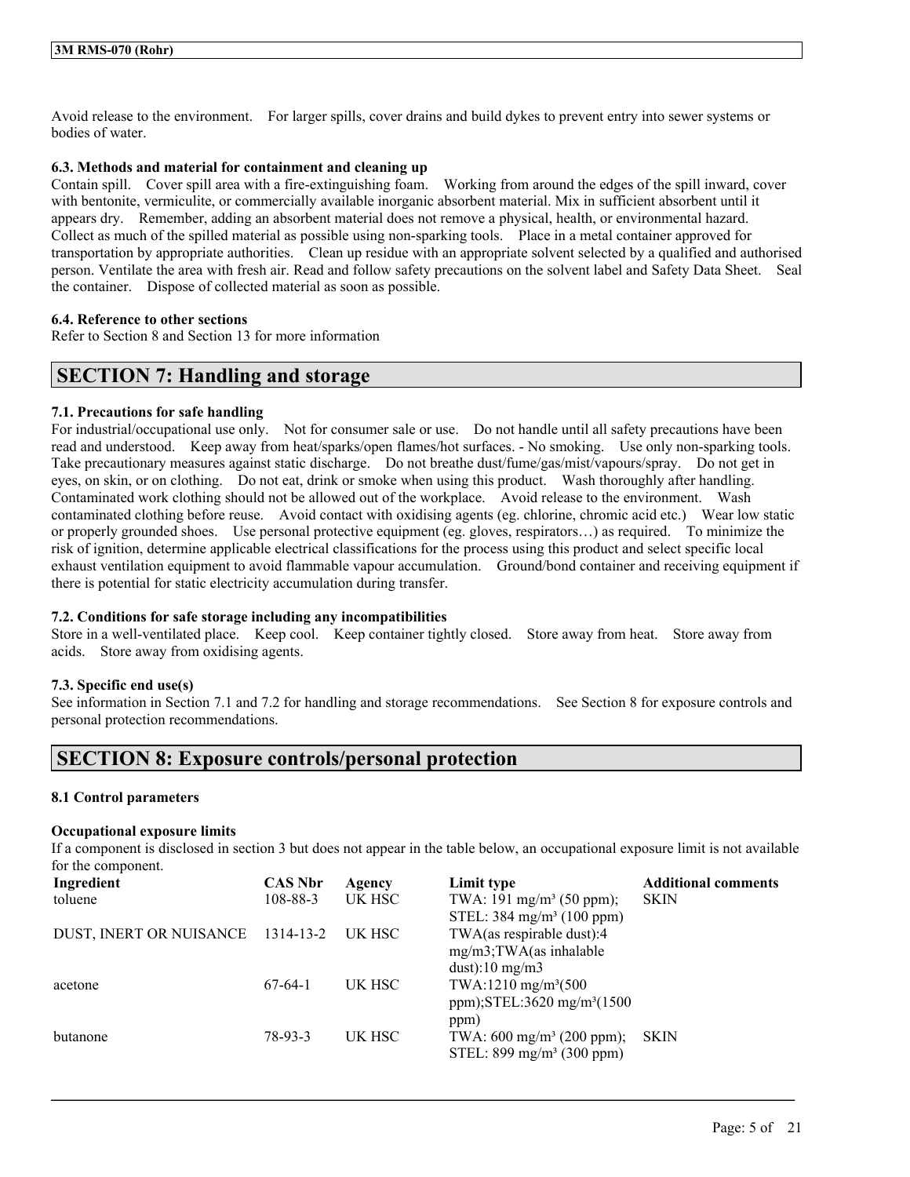Avoid release to the environment. For larger spills, cover drains and build dykes to prevent entry into sewer systems or bodies of water.

### 6.3. Methods and material for containment and cleaning up

Contain spill. Cover spill area with a fire-extinguishing foam. Working from around the edges of the spill inward, cover with bentonite, vermiculite, or commercially available inorganic absorbent material. Mix in sufficient absorbent until it appears dry. Remember, adding an absorbent material does not remove a physical, health, or environmental hazard. Collect as much of the spilled material as possible using non-sparking tools. Place in a metal container approved for transportation by appropriate authorities. Clean up residue with an appropriate solvent selected by a qualified and authorised person. Ventilate the area with fresh air. Read and follow safety precautions on the solvent label and Safety Data Sheet. Seal the container. Dispose of collected material as soon as possible.

### 6.4. Reference to other sections

Refer to Section 8 and Section 13 for more information

## SECTION 7: Handling and storage

### 7.1. Precautions for safe handling

For industrial/occupational use only. Not for consumer sale or use. Do not handle until all safety precautions have been read and understood. Keep away from heat/sparks/open flames/hot surfaces. - No smoking. Use only non-sparking tools. Take precautionary measures against static discharge. Do not breathe dust/fume/gas/mist/vapours/spray. Do not get in eyes, on skin, or on clothing. Do not eat, drink or smoke when using this product. Wash thoroughly after handling. Contaminated work clothing should not be allowed out of the workplace. Avoid release to the environment. Wash contaminated clothing before reuse. Avoid contact with oxidising agents (eg. chlorine, chromic acid etc.) Wear low static or properly grounded shoes. Use personal protective equipment (eg. gloves, respirators…) as required. To minimize the risk of ignition, determine applicable electrical classifications for the process using this product and select specific local exhaust ventilation equipment to avoid flammable vapour accumulation. Ground/bond container and receiving equipment if there is potential for static electricity accumulation during transfer.

### 7.2. Conditions for safe storage including any incompatibilities

Store in a well-ventilated place. Keep cool. Keep container tightly closed. Store away from heat. Store away from acids. Store away from oxidising agents.

### 7.3. Specific end use(s)

See information in Section 7.1 and 7.2 for handling and storage recommendations. See Section 8 for exposure controls and personal protection recommendations.

## SECTION 8: Exposure controls/personal protection

### 8.1 Control parameters

#### Occupational exposure limits

If a component is disclosed in section 3 but does not appear in the table below, an occupational exposure limit is not available for the component.

| Ingredient | CAS Nbr | Agency | Limit type | Additional comments |
|---|---|---|---|---|
| toluene | 108-88-3 | UK HSC | TWA: 191 mg/m³ (50 ppm); STEL: 384 mg/m³ (100 ppm) | SKIN |
| DUST, INERT OR NUISANCE | 1314-13-2 | UK HSC | TWA(as respirable dust):4 mg/m3;TWA(as inhalable dust):10 mg/m3 | |
| acetone | 67-64-1 | UK HSC | TWA:1210 mg/m³(500 ppm);STEL:3620 mg/m³(1500 ppm) | |
| butanone | 78-93-3 | UK HSC | TWA: 600 mg/m³ (200 ppm); STEL: 899 mg/m³ (300 ppm) | SKIN |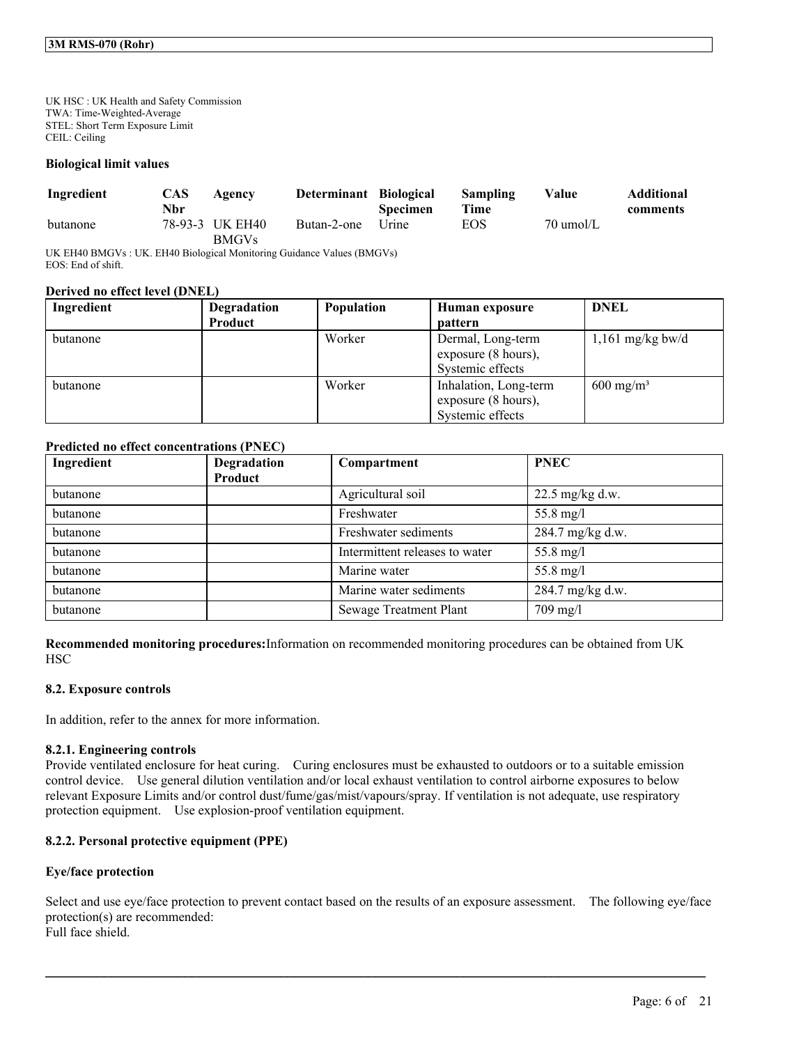UK HSC : UK Health and Safety Commission
TWA: Time-Weighted-Average
STEL: Short Term Exposure Limit
CEIL: Ceiling

**Biological limit values**

| Ingredient | CAS Nbr | Agency | Determinant | Biological Specimen | Sampling Time | Value | Additional comments |
|---|---|---|---|---|---|---|---|
| butanone | 78-93-3 | UK EH40 BMGVs | Butan-2-one | Urine | EOS | 70 umol/L | |

UK EH40 BMGVs : UK. EH40 Biological Monitoring Guidance Values (BMGVs)
EOS: End of shift.

**Derived no effect level (DNEL)**

| Ingredient | Degradation Product | Population | Human exposure pattern | DNEL |
|---|---|---|---|---|
| butanone | | Worker | Dermal, Long-term exposure (8 hours), Systemic effects | 1,161 mg/kg bw/d |
| butanone | | Worker | Inhalation, Long-term exposure (8 hours), Systemic effects | 600 mg/m³ |

**Predicted no effect concentrations (PNEC)**

| Ingredient | Degradation Product | Compartment | PNEC |
|---|---|---|---|
| butanone | | Agricultural soil | 22.5 mg/kg d.w. |
| butanone | | Freshwater | 55.8 mg/l |
| butanone | | Freshwater sediments | 284.7 mg/kg d.w. |
| butanone | | Intermittent releases to water | 55.8 mg/l |
| butanone | | Marine water | 55.8 mg/l |
| butanone | | Marine water sediments | 284.7 mg/kg d.w. |
| butanone | | Sewage Treatment Plant | 709 mg/l |

**Recommended monitoring procedures:** Information on recommended monitoring procedures can be obtained from UK HSC

### 8.2. Exposure controls

In addition, refer to the annex for more information.

#### 8.2.1. Engineering controls

Provide ventilated enclosure for heat curing. Curing enclosures must be exhausted to outdoors or to a suitable emission control device. Use general dilution ventilation and/or local exhaust ventilation to control airborne exposures to below relevant Exposure Limits and/or control dust/fume/gas/mist/vapours/spray. If ventilation is not adequate, use respiratory protection equipment. Use explosion-proof ventilation equipment.

#### 8.2.2. Personal protective equipment (PPE)

**Eye/face protection**

Select and use eye/face protection to prevent contact based on the results of an exposure assessment. The following eye/face protection(s) are recommended:
Full face shield.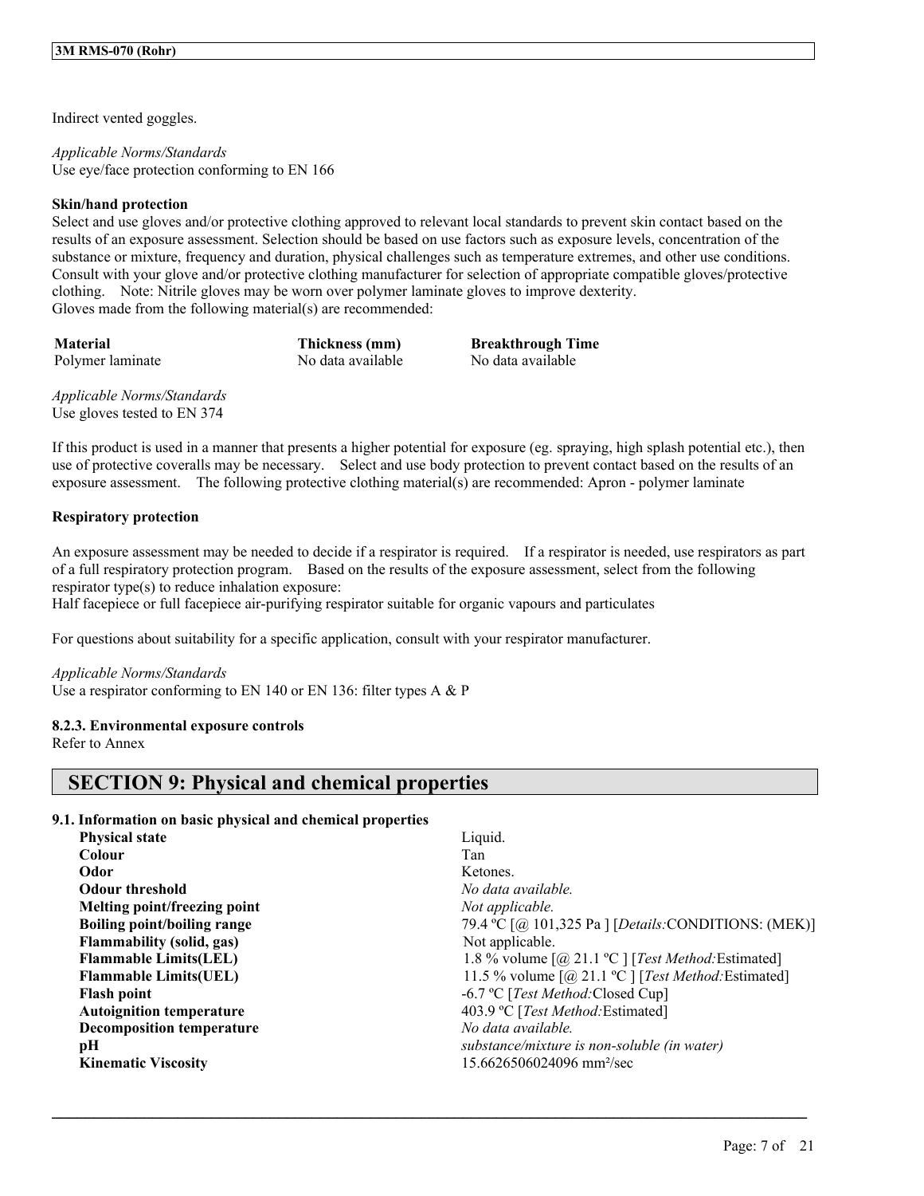Indirect vented goggles.

*Applicable Norms/Standards*
Use eye/face protection conforming to EN 166

**Skin/hand protection**
Select and use gloves and/or protective clothing approved to relevant local standards to prevent skin contact based on the results of an exposure assessment. Selection should be based on use factors such as exposure levels, concentration of the substance or mixture, frequency and duration, physical challenges such as temperature extremes, and other use conditions. Consult with your glove and/or protective clothing manufacturer for selection of appropriate compatible gloves/protective clothing. Note: Nitrile gloves may be worn over polymer laminate gloves to improve dexterity.
Gloves made from the following material(s) are recommended:

| Material | Thickness (mm) | Breakthrough Time |
| --- | --- | --- |
| Polymer laminate | No data available | No data available |

*Applicable Norms/Standards*
Use gloves tested to EN 374

If this product is used in a manner that presents a higher potential for exposure (eg. spraying, high splash potential etc.), then use of protective coveralls may be necessary. Select and use body protection to prevent contact based on the results of an exposure assessment. The following protective clothing material(s) are recommended: Apron - polymer laminate

**Respiratory protection**

An exposure assessment may be needed to decide if a respirator is required. If a respirator is needed, use respirators as part of a full respiratory protection program. Based on the results of the exposure assessment, select from the following respirator type(s) to reduce inhalation exposure:
Half facepiece or full facepiece air-purifying respirator suitable for organic vapours and particulates

For questions about suitability for a specific application, consult with your respirator manufacturer.

*Applicable Norms/Standards*
Use a respirator conforming to EN 140 or EN 136: filter types A & P

**8.2.3. Environmental exposure controls**
Refer to Annex

# SECTION 9: Physical and chemical properties

**9.1. Information on basic physical and chemical properties**

| | |
| --- | --- |
| **Physical state** | Liquid. |
| **Colour** | Tan |
| **Odor** | Ketones. |
| **Odour threshold** | *No data available.* |
| **Melting point/freezing point** | *Not applicable.* |
| **Boiling point/boiling range** | 79.4 ºC [@ 101,325 Pa ] [*Details:*CONDITIONS: (MEK)] |
| **Flammability (solid, gas)** | Not applicable. |
| **Flammable Limits(LEL)** | 1.8 % volume [@ 21.1 ºC ] [*Test Method:*Estimated] |
| **Flammable Limits(UEL)** | 11.5 % volume [@ 21.1 ºC ] [*Test Method:*Estimated] |
| **Flash point** | -6.7 ºC [*Test Method:*Closed Cup] |
| **Autoignition temperature** | 403.9 ºC [*Test Method:*Estimated] |
| **Decomposition temperature** | *No data available.* |
| **pH** | *substance/mixture is non-soluble (in water)* |
| **Kinematic Viscosity** | 15.6626506024096 mm²/sec |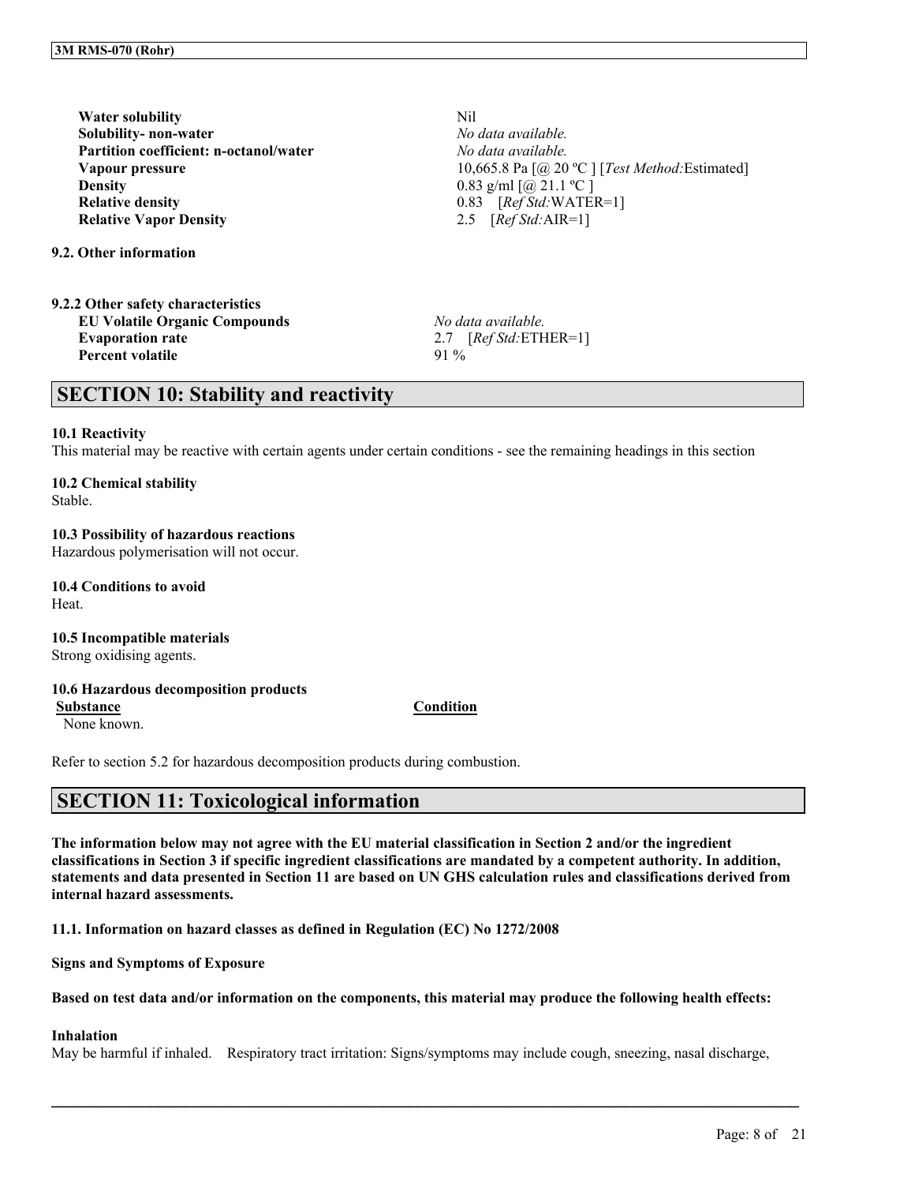| | |
|---|---|
| **Water solubility** | Nil |
| **Solubility- non-water** | *No data available.* |
| **Partition coefficient: n-octanol/water** | *No data available.* |
| **Vapour pressure** | 10,665.8 Pa [@ 20 ºC ] [*Test Method:*Estimated] |
| **Density** | 0.83 g/ml [@ 21.1 ºC ] |
| **Relative density** | 0.83 [*Ref Std:*WATER=1] |
| **Relative Vapor Density** | 2.5 [*Ref Std:*AIR=1] |

**9.2. Other information**

**9.2.2 Other safety characteristics**

| | |
|---|---|
| **EU Volatile Organic Compounds** | *No data available.* |
| **Evaporation rate** | 2.7 [*Ref Std:*ETHER=1] |
| **Percent volatile** | 91 % |

# SECTION 10: Stability and reactivity

**10.1 Reactivity**

This material may be reactive with certain agents under certain conditions - see the remaining headings in this section

**10.2 Chemical stability**

Stable.

**10.3 Possibility of hazardous reactions**

Hazardous polymerisation will not occur.

**10.4 Conditions to avoid**

Heat.

**10.5 Incompatible materials**

Strong oxidising agents.

**10.6 Hazardous decomposition products**

| Substance | Condition |
|---|---|
| None known. | |

Refer to section 5.2 for hazardous decomposition products during combustion.

# SECTION 11: Toxicological information

**The information below may not agree with the EU material classification in Section 2 and/or the ingredient classifications in Section 3 if specific ingredient classifications are mandated by a competent authority. In addition, statements and data presented in Section 11 are based on UN GHS calculation rules and classifications derived from internal hazard assessments.**

**11.1. Information on hazard classes as defined in Regulation (EC) No 1272/2008**

**Signs and Symptoms of Exposure**

**Based on test data and/or information on the components, this material may produce the following health effects:**

**Inhalation**

May be harmful if inhaled. Respiratory tract irritation: Signs/symptoms may include cough, sneezing, nasal discharge,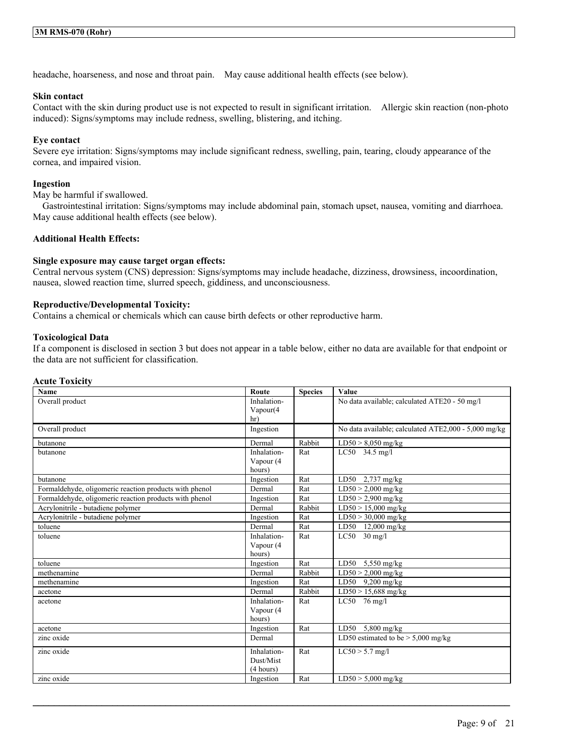headache, hoarseness, and nose and throat pain.    May cause additional health effects (see below).

**Skin contact**

Contact with the skin during product use is not expected to result in significant irritation.    Allergic skin reaction (non-photo induced): Signs/symptoms may include redness, swelling, blistering, and itching.

**Eye contact**

Severe eye irritation: Signs/symptoms may include significant redness, swelling, pain, tearing, cloudy appearance of the cornea, and impaired vision.

**Ingestion**

May be harmful if swallowed.

Gastrointestinal irritation: Signs/symptoms may include abdominal pain, stomach upset, nausea, vomiting and diarrhoea. May cause additional health effects (see below).

**Additional Health Effects:**

**Single exposure may cause target organ effects:**

Central nervous system (CNS) depression: Signs/symptoms may include headache, dizziness, drowsiness, incoordination, nausea, slowed reaction time, slurred speech, giddiness, and unconsciousness.

**Reproductive/Developmental Toxicity:**

Contains a chemical or chemicals which can cause birth defects or other reproductive harm.

**Toxicological Data**

If a component is disclosed in section 3 but does not appear in a table below, either no data are available for that endpoint or the data are not sufficient for classification.

**Acute Toxicity**

| Name | Route | Species | Value |
|---|---|---|---|
| Overall product | Inhalation-Vapour(4 hr) | | No data available; calculated ATE20 - 50 mg/l |
| Overall product | Ingestion | | No data available; calculated ATE2,000 - 5,000 mg/kg |
| butanone | Dermal | Rabbit | LD50 > 8,050 mg/kg |
| butanone | Inhalation-Vapour (4 hours) | Rat | LC50 34.5 mg/l |
| butanone | Ingestion | Rat | LD50 2,737 mg/kg |
| Formaldehyde, oligomeric reaction products with phenol | Dermal | Rat | LD50 > 2,000 mg/kg |
| Formaldehyde, oligomeric reaction products with phenol | Ingestion | Rat | LD50 > 2,900 mg/kg |
| Acrylonitrile - butadiene polymer | Dermal | Rabbit | LD50 > 15,000 mg/kg |
| Acrylonitrile - butadiene polymer | Ingestion | Rat | LD50 > 30,000 mg/kg |
| toluene | Dermal | Rat | LD50 12,000 mg/kg |
| toluene | Inhalation-Vapour (4 hours) | Rat | LC50 30 mg/l |
| toluene | Ingestion | Rat | LD50 5,550 mg/kg |
| methenamine | Dermal | Rabbit | LD50 > 2,000 mg/kg |
| methenamine | Ingestion | Rat | LD50 9,200 mg/kg |
| acetone | Dermal | Rabbit | LD50 > 15,688 mg/kg |
| acetone | Inhalation-Vapour (4 hours) | Rat | LC50 76 mg/l |
| acetone | Ingestion | Rat | LD50 5,800 mg/kg |
| zinc oxide | Dermal | | LD50 estimated to be > 5,000 mg/kg |
| zinc oxide | Inhalation-Dust/Mist (4 hours) | Rat | LC50 > 5.7 mg/l |
| zinc oxide | Ingestion | Rat | LD50 > 5,000 mg/kg |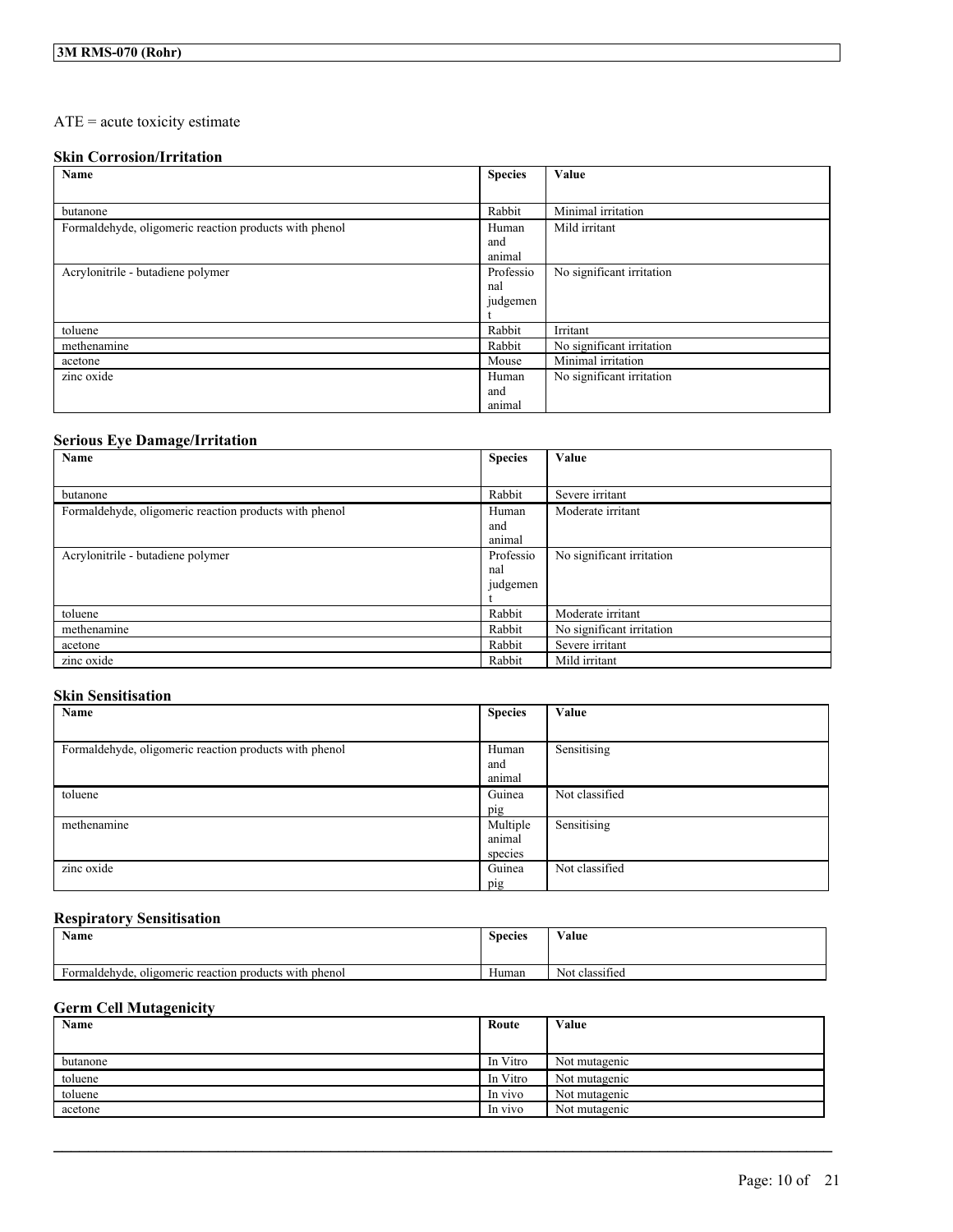ATE = acute toxicity estimate

### Skin Corrosion/Irritation

| Name | Species | Value |
|---|---|---|
| butanone | Rabbit | Minimal irritation |
| Formaldehyde, oligomeric reaction products with phenol | Human and animal | Mild irritant |
| Acrylonitrile - butadiene polymer | Professional judgement | No significant irritation |
| toluene | Rabbit | Irritant |
| methenamine | Rabbit | No significant irritation |
| acetone | Mouse | Minimal irritation |
| zinc oxide | Human and animal | No significant irritation |

### Serious Eye Damage/Irritation

| Name | Species | Value |
|---|---|---|
| butanone | Rabbit | Severe irritant |
| Formaldehyde, oligomeric reaction products with phenol | Human and animal | Moderate irritant |
| Acrylonitrile - butadiene polymer | Professional judgement | No significant irritation |
| toluene | Rabbit | Moderate irritant |
| methenamine | Rabbit | No significant irritation |
| acetone | Rabbit | Severe irritant |
| zinc oxide | Rabbit | Mild irritant |

### Skin Sensitisation

| Name | Species | Value |
|---|---|---|
| Formaldehyde, oligomeric reaction products with phenol | Human and animal | Sensitising |
| toluene | Guinea pig | Not classified |
| methenamine | Multiple animal species | Sensitising |
| zinc oxide | Guinea pig | Not classified |

### Respiratory Sensitisation

| Name | Species | Value |
|---|---|---|
| Formaldehyde, oligomeric reaction products with phenol | Human | Not classified |

### Germ Cell Mutagenicity

| Name | Route | Value |
|---|---|---|
| butanone | In Vitro | Not mutagenic |
| toluene | In Vitro | Not mutagenic |
| toluene | In vivo | Not mutagenic |
| acetone | In vivo | Not mutagenic |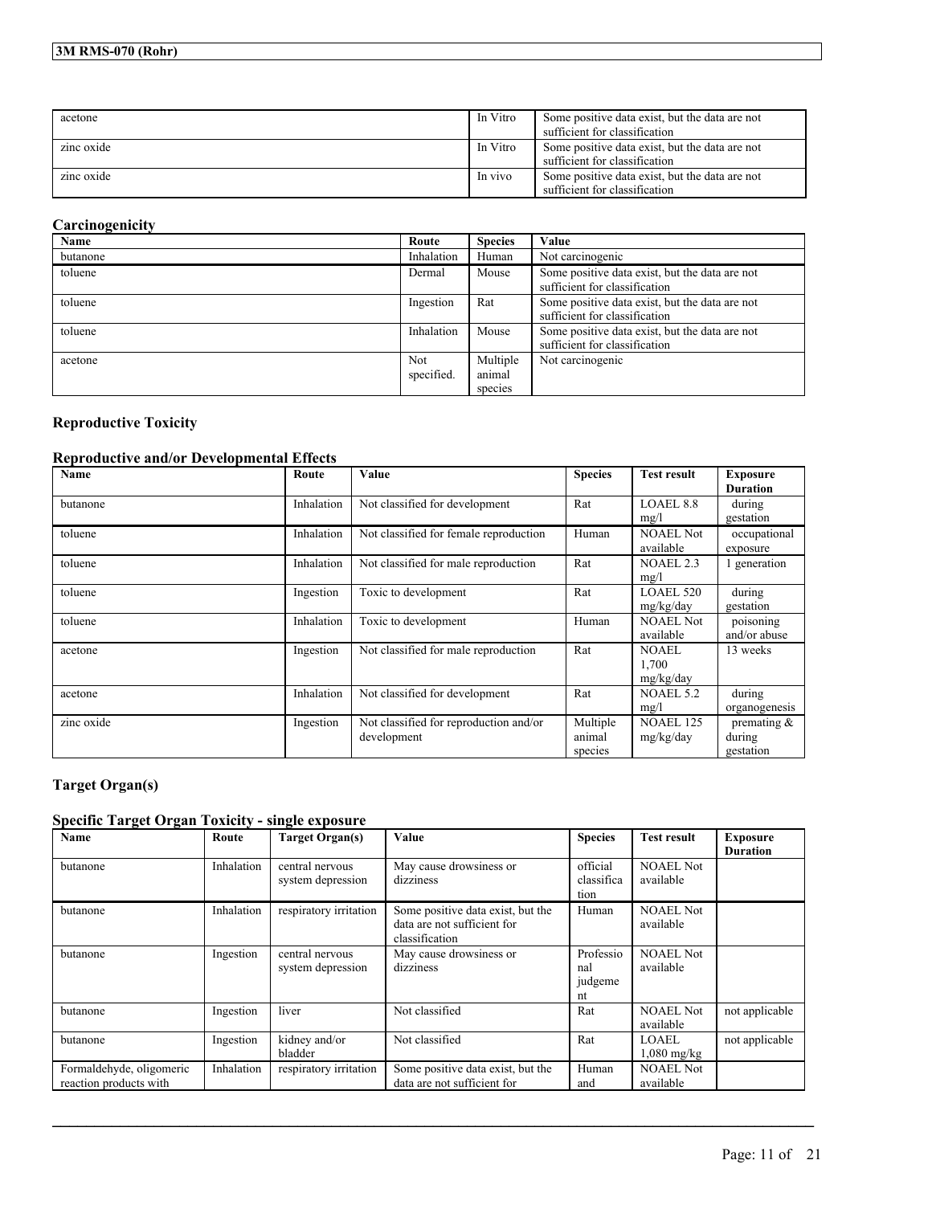| | | |
|---|---|---|
| acetone | In Vitro | Some positive data exist, but the data are not sufficient for classification |
| zinc oxide | In Vitro | Some positive data exist, but the data are not sufficient for classification |
| zinc oxide | In vivo | Some positive data exist, but the data are not sufficient for classification |

## Carcinogenicity

| Name | Route | Species | Value |
|---|---|---|---|
| butanone | Inhalation | Human | Not carcinogenic |
| toluene | Dermal | Mouse | Some positive data exist, but the data are not sufficient for classification |
| toluene | Ingestion | Rat | Some positive data exist, but the data are not sufficient for classification |
| toluene | Inhalation | Mouse | Some positive data exist, but the data are not sufficient for classification |
| acetone | Not specified. | Multiple animal species | Not carcinogenic |

## Reproductive Toxicity

### Reproductive and/or Developmental Effects

| Name | Route | Value | Species | Test result | Exposure Duration |
|---|---|---|---|---|---|
| butanone | Inhalation | Not classified for development | Rat | LOAEL 8.8 mg/l | during gestation |
| toluene | Inhalation | Not classified for female reproduction | Human | NOAEL Not available | occupational exposure |
| toluene | Inhalation | Not classified for male reproduction | Rat | NOAEL 2.3 mg/l | 1 generation |
| toluene | Ingestion | Toxic to development | Rat | LOAEL 520 mg/kg/day | during gestation |
| toluene | Inhalation | Toxic to development | Human | NOAEL Not available | poisoning and/or abuse |
| acetone | Ingestion | Not classified for male reproduction | Rat | NOAEL 1,700 mg/kg/day | 13 weeks |
| acetone | Inhalation | Not classified for development | Rat | NOAEL 5.2 mg/l | during organogenesis |
| zinc oxide | Ingestion | Not classified for reproduction and/or development | Multiple animal species | NOAEL 125 mg/kg/day | premating & during gestation |

## Target Organ(s)

### Specific Target Organ Toxicity - single exposure

| Name | Route | Target Organ(s) | Value | Species | Test result | Exposure Duration |
|---|---|---|---|---|---|---|
| butanone | Inhalation | central nervous system depression | May cause drowsiness or dizziness | official classification | NOAEL Not available | |
| butanone | Inhalation | respiratory irritation | Some positive data exist, but the data are not sufficient for classification | Human | NOAEL Not available | |
| butanone | Ingestion | central nervous system depression | May cause drowsiness or dizziness | Professional judgement | NOAEL Not available | |
| butanone | Ingestion | liver | Not classified | Rat | NOAEL Not available | not applicable |
| butanone | Ingestion | kidney and/or bladder | Not classified | Rat | LOAEL 1,080 mg/kg | not applicable |
| Formaldehyde, oligomeric reaction products with | Inhalation | respiratory irritation | Some positive data exist, but the data are not sufficient for | Human and | NOAEL Not available | |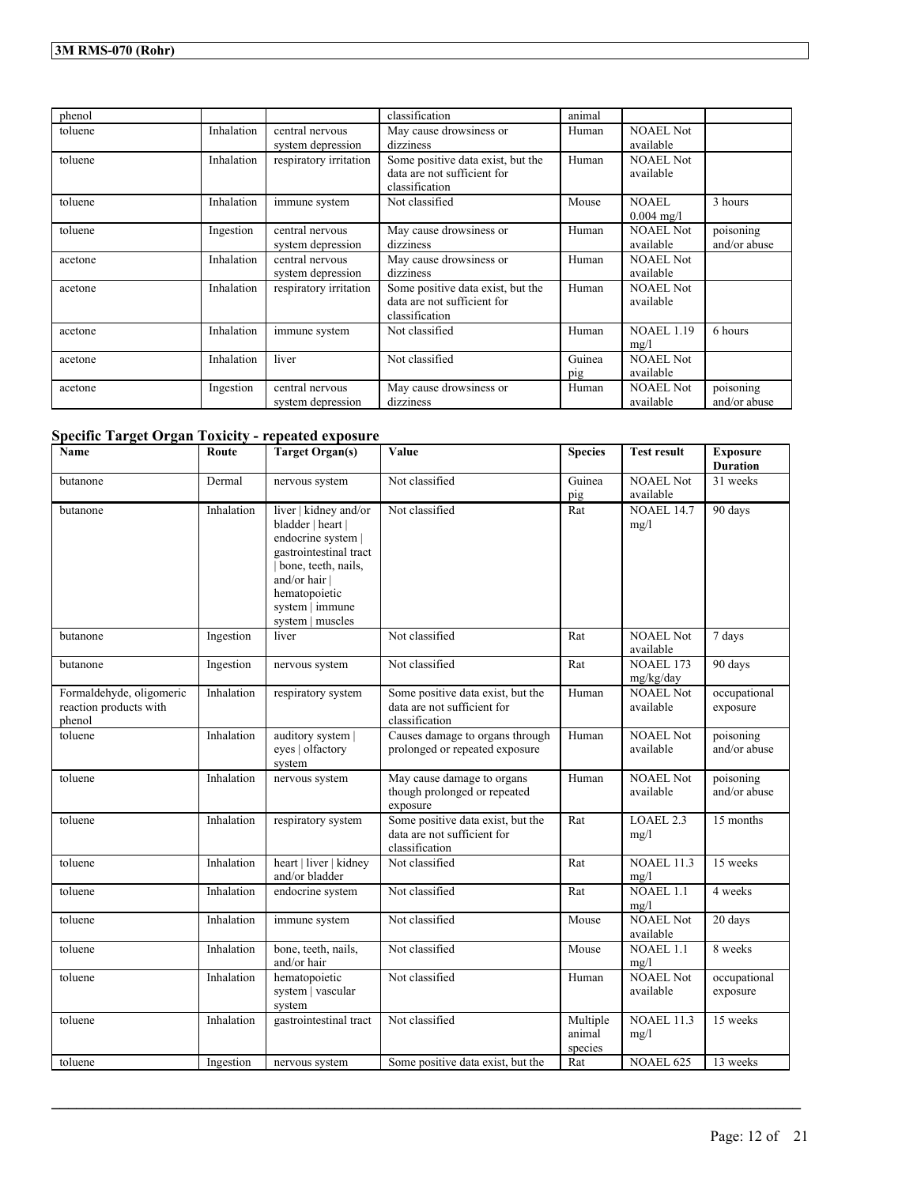| | | | | | | |
|---|---|---|---|---|---|---|
| phenol | | | classification | animal | | |
| toluene | Inhalation | central nervous system depression | May cause drowsiness or dizziness | Human | NOAEL Not available | |
| toluene | Inhalation | respiratory irritation | Some positive data exist, but the data are not sufficient for classification | Human | NOAEL Not available | |
| toluene | Inhalation | immune system | Not classified | Mouse | NOAEL 0.004 mg/l | 3 hours |
| toluene | Ingestion | central nervous system depression | May cause drowsiness or dizziness | Human | NOAEL Not available | poisoning and/or abuse |
| acetone | Inhalation | central nervous system depression | May cause drowsiness or dizziness | Human | NOAEL Not available | |
| acetone | Inhalation | respiratory irritation | Some positive data exist, but the data are not sufficient for classification | Human | NOAEL Not available | |
| acetone | Inhalation | immune system | Not classified | Human | NOAEL 1.19 mg/l | 6 hours |
| acetone | Inhalation | liver | Not classified | Guinea pig | NOAEL Not available | |
| acetone | Ingestion | central nervous system depression | May cause drowsiness or dizziness | Human | NOAEL Not available | poisoning and/or abuse |

### Specific Target Organ Toxicity - repeated exposure

| Name | Route | Target Organ(s) | Value | Species | Test result | Exposure Duration |
|---|---|---|---|---|---|---|
| butanone | Dermal | nervous system | Not classified | Guinea pig | NOAEL Not available | 31 weeks |
| butanone | Inhalation | liver \| kidney and/or bladder \| heart \| endocrine system \| gastrointestinal tract \| bone, teeth, nails, and/or hair \| hematopoietic system \| immune system \| muscles | Not classified | Rat | NOAEL 14.7 mg/l | 90 days |
| butanone | Ingestion | liver | Not classified | Rat | NOAEL Not available | 7 days |
| butanone | Ingestion | nervous system | Not classified | Rat | NOAEL 173 mg/kg/day | 90 days |
| Formaldehyde, oligomeric reaction products with phenol | Inhalation | respiratory system | Some positive data exist, but the data are not sufficient for classification | Human | NOAEL Not available | occupational exposure |
| toluene | Inhalation | auditory system \| eyes \| olfactory system | Causes damage to organs through prolonged or repeated exposure | Human | NOAEL Not available | poisoning and/or abuse |
| toluene | Inhalation | nervous system | May cause damage to organs though prolonged or repeated exposure | Human | NOAEL Not available | poisoning and/or abuse |
| toluene | Inhalation | respiratory system | Some positive data exist, but the data are not sufficient for classification | Rat | LOAEL 2.3 mg/l | 15 months |
| toluene | Inhalation | heart \| liver \| kidney and/or bladder | Not classified | Rat | NOAEL 11.3 mg/l | 15 weeks |
| toluene | Inhalation | endocrine system | Not classified | Rat | NOAEL 1.1 mg/l | 4 weeks |
| toluene | Inhalation | immune system | Not classified | Mouse | NOAEL Not available | 20 days |
| toluene | Inhalation | bone, teeth, nails, and/or hair | Not classified | Mouse | NOAEL 1.1 mg/l | 8 weeks |
| toluene | Inhalation | hematopoietic system \| vascular system | Not classified | Human | NOAEL Not available | occupational exposure |
| toluene | Inhalation | gastrointestinal tract | Not classified | Multiple animal species | NOAEL 11.3 mg/l | 15 weeks |
| toluene | Ingestion | nervous system | Some positive data exist, but the | Rat | NOAEL 625 | 13 weeks |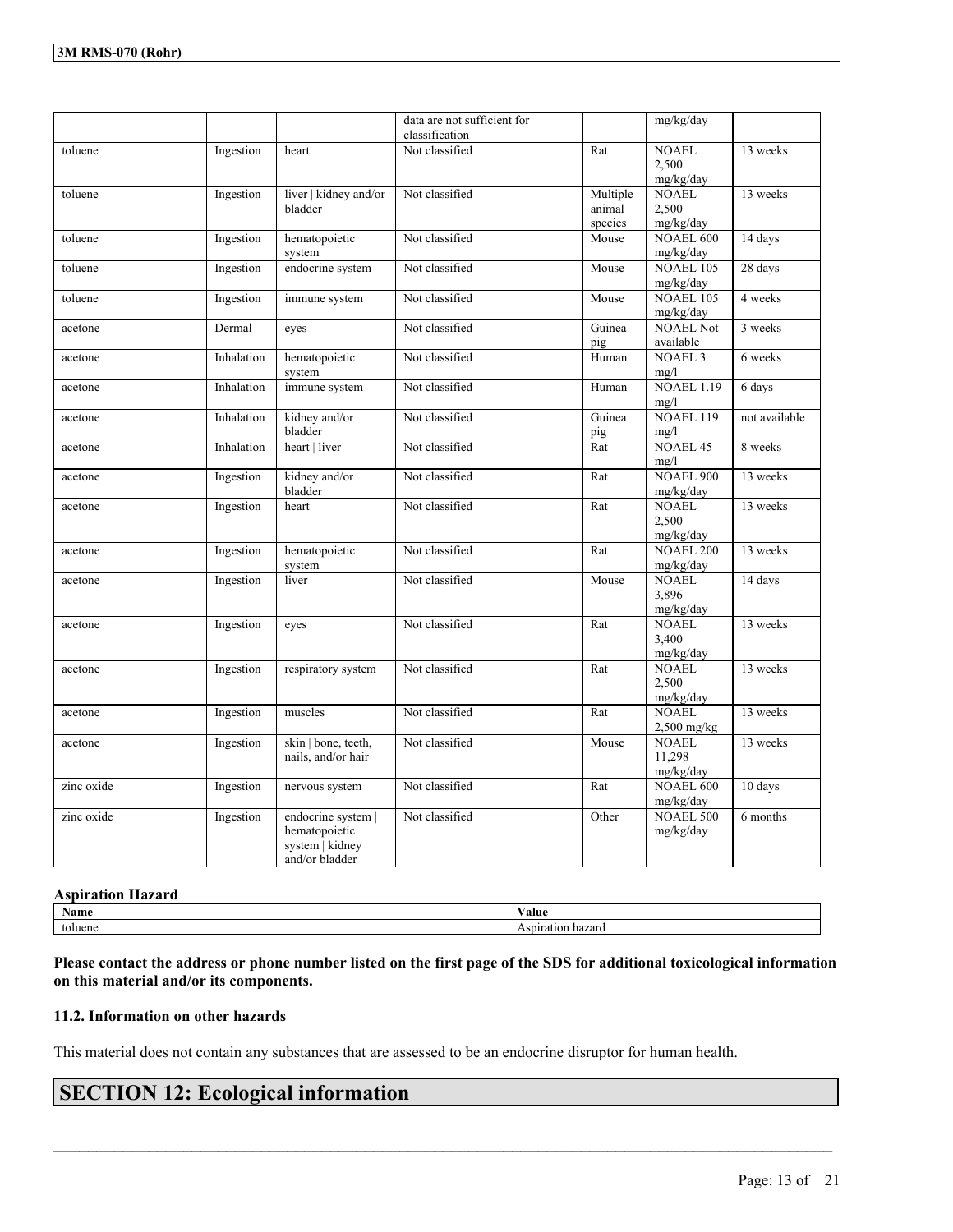| | | | data are not sufficient for classification | | mg/kg/day | |
|---|---|---|---|---|---|---|
| toluene | Ingestion | heart | Not classified | Rat | NOAEL 2,500 mg/kg/day | 13 weeks |
| toluene | Ingestion | liver \| kidney and/or bladder | Not classified | Multiple animal species | NOAEL 2,500 mg/kg/day | 13 weeks |
| toluene | Ingestion | hematopoietic system | Not classified | Mouse | NOAEL 600 mg/kg/day | 14 days |
| toluene | Ingestion | endocrine system | Not classified | Mouse | NOAEL 105 mg/kg/day | 28 days |
| toluene | Ingestion | immune system | Not classified | Mouse | NOAEL 105 mg/kg/day | 4 weeks |
| acetone | Dermal | eyes | Not classified | Guinea pig | NOAEL Not available | 3 weeks |
| acetone | Inhalation | hematopoietic system | Not classified | Human | NOAEL 3 mg/l | 6 weeks |
| acetone | Inhalation | immune system | Not classified | Human | NOAEL 1.19 mg/l | 6 days |
| acetone | Inhalation | kidney and/or bladder | Not classified | Guinea pig | NOAEL 119 mg/l | not available |
| acetone | Inhalation | heart \| liver | Not classified | Rat | NOAEL 45 mg/l | 8 weeks |
| acetone | Ingestion | kidney and/or bladder | Not classified | Rat | NOAEL 900 mg/kg/day | 13 weeks |
| acetone | Ingestion | heart | Not classified | Rat | NOAEL 2,500 mg/kg/day | 13 weeks |
| acetone | Ingestion | hematopoietic system | Not classified | Rat | NOAEL 200 mg/kg/day | 13 weeks |
| acetone | Ingestion | liver | Not classified | Mouse | NOAEL 3,896 mg/kg/day | 14 days |
| acetone | Ingestion | eyes | Not classified | Rat | NOAEL 3,400 mg/kg/day | 13 weeks |
| acetone | Ingestion | respiratory system | Not classified | Rat | NOAEL 2,500 mg/kg/day | 13 weeks |
| acetone | Ingestion | muscles | Not classified | Rat | NOAEL 2,500 mg/kg | 13 weeks |
| acetone | Ingestion | skin \| bone, teeth, nails, and/or hair | Not classified | Mouse | NOAEL 11,298 mg/kg/day | 13 weeks |
| zinc oxide | Ingestion | nervous system | Not classified | Rat | NOAEL 600 mg/kg/day | 10 days |
| zinc oxide | Ingestion | endocrine system \| hematopoietic system \| kidney and/or bladder | Not classified | Other | NOAEL 500 mg/kg/day | 6 months |

### Aspiration Hazard

| Name | Value |
|---|---|
| toluene | Aspiration hazard |

**Please contact the address or phone number listed on the first page of the SDS for additional toxicological information on this material and/or its components.**

### 11.2. Information on other hazards

This material does not contain any substances that are assessed to be an endocrine disruptor for human health.

## SECTION 12: Ecological information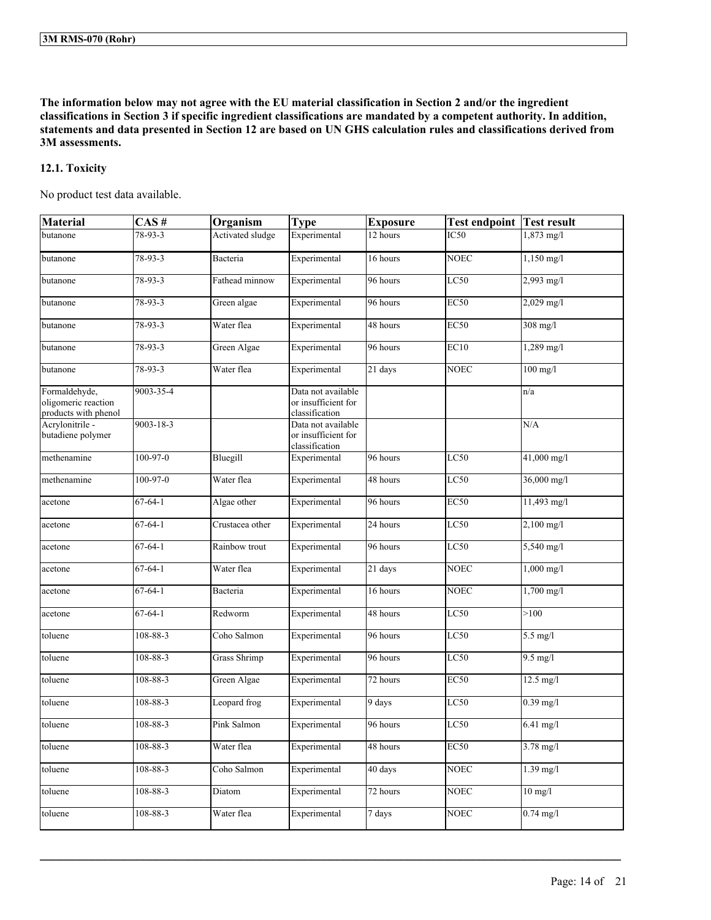**The information below may not agree with the EU material classification in Section 2 and/or the ingredient classifications in Section 3 if specific ingredient classifications are mandated by a competent authority. In addition, statements and data presented in Section 12 are based on UN GHS calculation rules and classifications derived from 3M assessments.**

### 12.1. Toxicity

No product test data available.

| Material | CAS # | Organism | Type | Exposure | Test endpoint | Test result |
|---|---|---|---|---|---|---|
| butanone | 78-93-3 | Activated sludge | Experimental | 12 hours | IC50 | 1,873 mg/l |
| butanone | 78-93-3 | Bacteria | Experimental | 16 hours | NOEC | 1,150 mg/l |
| butanone | 78-93-3 | Fathead minnow | Experimental | 96 hours | LC50 | 2,993 mg/l |
| butanone | 78-93-3 | Green algae | Experimental | 96 hours | EC50 | 2,029 mg/l |
| butanone | 78-93-3 | Water flea | Experimental | 48 hours | EC50 | 308 mg/l |
| butanone | 78-93-3 | Green Algae | Experimental | 96 hours | EC10 | 1,289 mg/l |
| butanone | 78-93-3 | Water flea | Experimental | 21 days | NOEC | 100 mg/l |
| Formaldehyde, oligomeric reaction products with phenol | 9003-35-4 | | Data not available or insufficient for classification | | | n/a |
| Acrylonitrile - butadiene polymer | 9003-18-3 | | Data not available or insufficient for classification | | | N/A |
| methenamine | 100-97-0 | Bluegill | Experimental | 96 hours | LC50 | 41,000 mg/l |
| methenamine | 100-97-0 | Water flea | Experimental | 48 hours | LC50 | 36,000 mg/l |
| acetone | 67-64-1 | Algae other | Experimental | 96 hours | EC50 | 11,493 mg/l |
| acetone | 67-64-1 | Crustacea other | Experimental | 24 hours | LC50 | 2,100 mg/l |
| acetone | 67-64-1 | Rainbow trout | Experimental | 96 hours | LC50 | 5,540 mg/l |
| acetone | 67-64-1 | Water flea | Experimental | 21 days | NOEC | 1,000 mg/l |
| acetone | 67-64-1 | Bacteria | Experimental | 16 hours | NOEC | 1,700 mg/l |
| acetone | 67-64-1 | Redworm | Experimental | 48 hours | LC50 | >100 |
| toluene | 108-88-3 | Coho Salmon | Experimental | 96 hours | LC50 | 5.5 mg/l |
| toluene | 108-88-3 | Grass Shrimp | Experimental | 96 hours | LC50 | 9.5 mg/l |
| toluene | 108-88-3 | Green Algae | Experimental | 72 hours | EC50 | 12.5 mg/l |
| toluene | 108-88-3 | Leopard frog | Experimental | 9 days | LC50 | 0.39 mg/l |
| toluene | 108-88-3 | Pink Salmon | Experimental | 96 hours | LC50 | 6.41 mg/l |
| toluene | 108-88-3 | Water flea | Experimental | 48 hours | EC50 | 3.78 mg/l |
| toluene | 108-88-3 | Coho Salmon | Experimental | 40 days | NOEC | 1.39 mg/l |
| toluene | 108-88-3 | Diatom | Experimental | 72 hours | NOEC | 10 mg/l |
| toluene | 108-88-3 | Water flea | Experimental | 7 days | NOEC | 0.74 mg/l |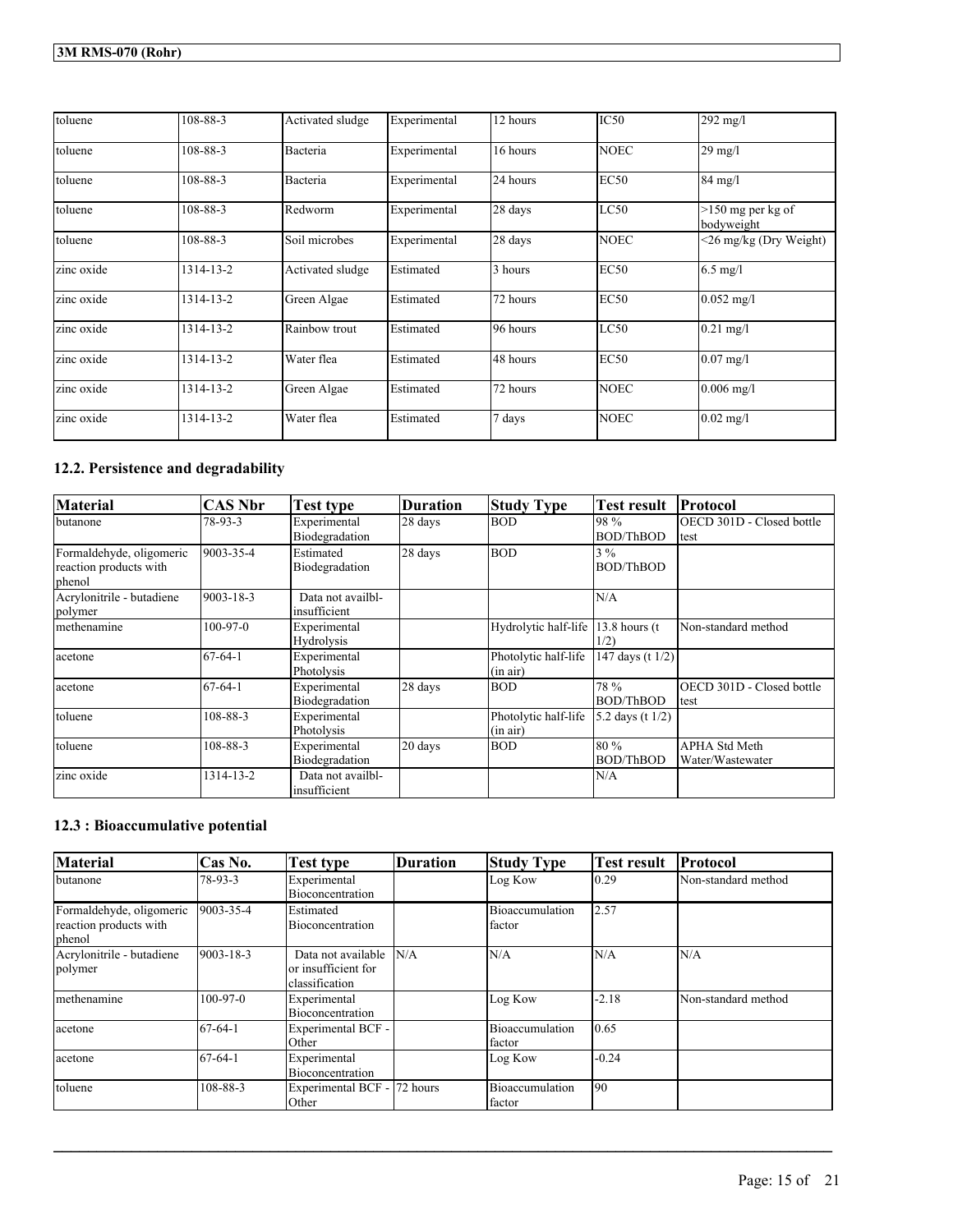| | | | | | | |
|---|---|---|---|---|---|---|
| toluene | 108-88-3 | Activated sludge | Experimental | 12 hours | IC50 | 292 mg/l |
| toluene | 108-88-3 | Bacteria | Experimental | 16 hours | NOEC | 29 mg/l |
| toluene | 108-88-3 | Bacteria | Experimental | 24 hours | EC50 | 84 mg/l |
| toluene | 108-88-3 | Redworm | Experimental | 28 days | LC50 | >150 mg per kg of bodyweight |
| toluene | 108-88-3 | Soil microbes | Experimental | 28 days | NOEC | <26 mg/kg (Dry Weight) |
| zinc oxide | 1314-13-2 | Activated sludge | Estimated | 3 hours | EC50 | 6.5 mg/l |
| zinc oxide | 1314-13-2 | Green Algae | Estimated | 72 hours | EC50 | 0.052 mg/l |
| zinc oxide | 1314-13-2 | Rainbow trout | Estimated | 96 hours | LC50 | 0.21 mg/l |
| zinc oxide | 1314-13-2 | Water flea | Estimated | 48 hours | EC50 | 0.07 mg/l |
| zinc oxide | 1314-13-2 | Green Algae | Estimated | 72 hours | NOEC | 0.006 mg/l |
| zinc oxide | 1314-13-2 | Water flea | Estimated | 7 days | NOEC | 0.02 mg/l |

### 12.2. Persistence and degradability

| Material | CAS Nbr | Test type | Duration | Study Type | Test result | Protocol |
|---|---|---|---|---|---|---|
| butanone | 78-93-3 | Experimental Biodegradation | 28 days | BOD | 98 % BOD/ThBOD | OECD 301D - Closed bottle test |
| Formaldehyde, oligomeric reaction products with phenol | 9003-35-4 | Estimated Biodegradation | 28 days | BOD | 3 % BOD/ThBOD | |
| Acrylonitrile - butadiene polymer | 9003-18-3 | Data not availbl-insufficient | | | N/A | |
| methenamine | 100-97-0 | Experimental Hydrolysis | | Hydrolytic half-life | 13.8 hours (t 1/2) | Non-standard method |
| acetone | 67-64-1 | Experimental Photolysis | | Photolytic half-life (in air) | 147 days (t 1/2) | |
| acetone | 67-64-1 | Experimental Biodegradation | 28 days | BOD | 78 % BOD/ThBOD | OECD 301D - Closed bottle test |
| toluene | 108-88-3 | Experimental Photolysis | | Photolytic half-life (in air) | 5.2 days (t 1/2) | |
| toluene | 108-88-3 | Experimental Biodegradation | 20 days | BOD | 80 % BOD/ThBOD | APHA Std Meth Water/Wastewater |
| zinc oxide | 1314-13-2 | Data not availbl-insufficient | | | N/A | |

### 12.3 : Bioaccumulative potential

| Material | Cas No. | Test type | Duration | Study Type | Test result | Protocol |
|---|---|---|---|---|---|---|
| butanone | 78-93-3 | Experimental Bioconcentration | | Log Kow | 0.29 | Non-standard method |
| Formaldehyde, oligomeric reaction products with phenol | 9003-35-4 | Estimated Bioconcentration | | Bioaccumulation factor | 2.57 | |
| Acrylonitrile - butadiene polymer | 9003-18-3 | Data not available or insufficient for classification | N/A | N/A | N/A | N/A |
| methenamine | 100-97-0 | Experimental Bioconcentration | | Log Kow | -2.18 | Non-standard method |
| acetone | 67-64-1 | Experimental BCF - Other | | Bioaccumulation factor | 0.65 | |
| acetone | 67-64-1 | Experimental Bioconcentration | | Log Kow | -0.24 | |
| toluene | 108-88-3 | Experimental BCF - Other | 72 hours | Bioaccumulation factor | 90 | |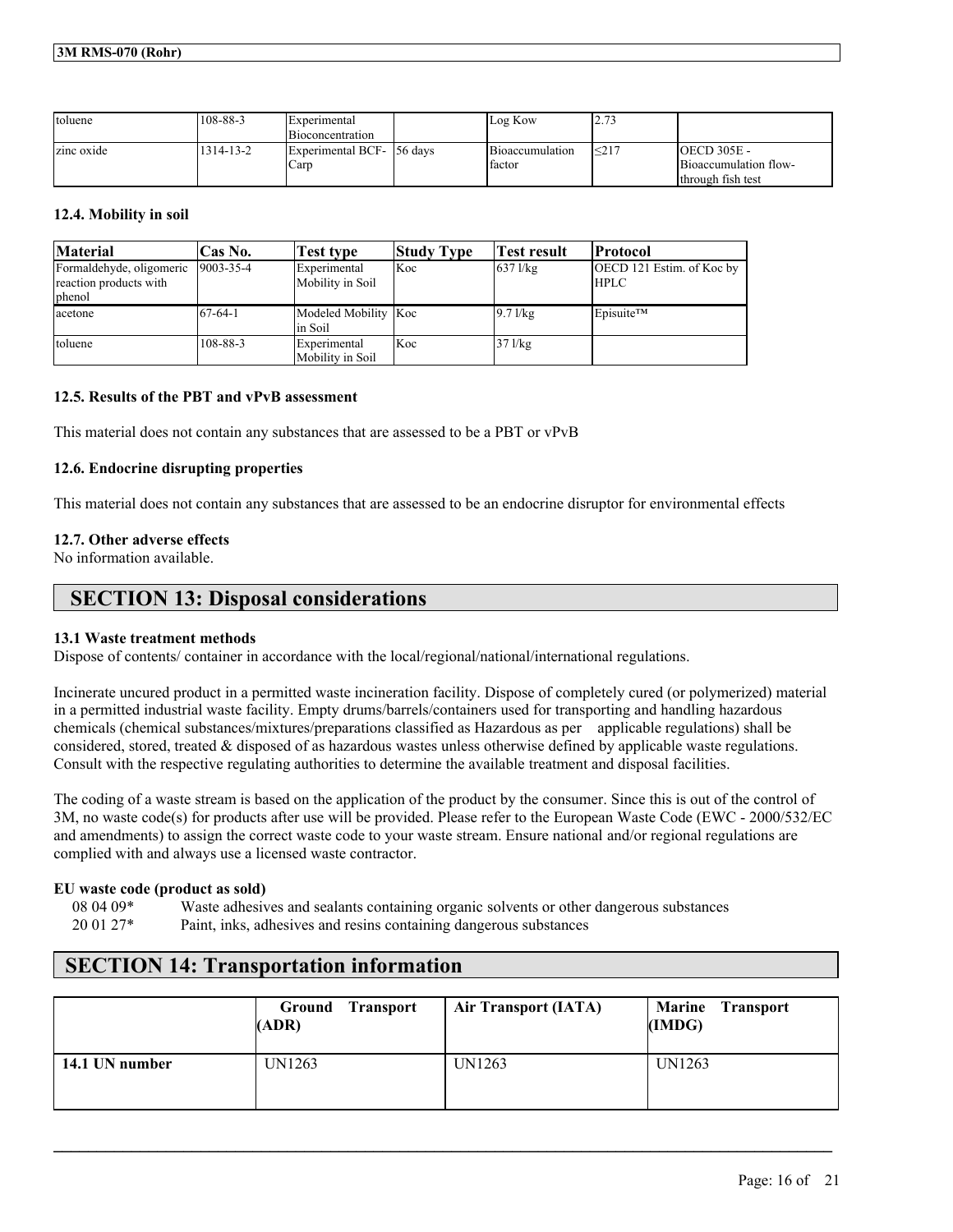| toluene | 108-88-3 | Experimental Bioconcentration | | Log Kow | 2.73 | |
|---|---|---|---|---|---|---|
| zinc oxide | 1314-13-2 | Experimental BCF-Carp | 56 days | Bioaccumulation factor | ≤217 | OECD 305E - Bioaccumulation flow-through fish test |

### 12.4. Mobility in soil

| Material | Cas No. | Test type | Study Type | Test result | Protocol |
|---|---|---|---|---|---|
| Formaldehyde, oligomeric reaction products with phenol | 9003-35-4 | Experimental Mobility in Soil | Koc | 637 l/kg | OECD 121 Estim. of Koc by HPLC |
| acetone | 67-64-1 | Modeled Mobility in Soil | Koc | 9.7 l/kg | Episuite™ |
| toluene | 108-88-3 | Experimental Mobility in Soil | Koc | 37 l/kg | |

### 12.5. Results of the PBT and vPvB assessment

This material does not contain any substances that are assessed to be a PBT or vPvB

### 12.6. Endocrine disrupting properties

This material does not contain any substances that are assessed to be an endocrine disruptor for environmental effects

### 12.7. Other adverse effects

No information available.

## SECTION 13: Disposal considerations

### 13.1 Waste treatment methods

Dispose of contents/ container in accordance with the local/regional/national/international regulations.

Incinerate uncured product in a permitted waste incineration facility. Dispose of completely cured (or polymerized) material in a permitted industrial waste facility. Empty drums/barrels/containers used for transporting and handling hazardous chemicals (chemical substances/mixtures/preparations classified as Hazardous as per applicable regulations) shall be considered, stored, treated & disposed of as hazardous wastes unless otherwise defined by applicable waste regulations. Consult with the respective regulating authorities to determine the available treatment and disposal facilities.

The coding of a waste stream is based on the application of the product by the consumer. Since this is out of the control of 3M, no waste code(s) for products after use will be provided. Please refer to the European Waste Code (EWC - 2000/532/EC and amendments) to assign the correct waste code to your waste stream. Ensure national and/or regional regulations are complied with and always use a licensed waste contractor.

**EU waste code (product as sold)**

08 04 09* Waste adhesives and sealants containing organic solvents or other dangerous substances
20 01 27* Paint, inks, adhesives and resins containing dangerous substances

## SECTION 14: Transportation information

| | Ground Transport (ADR) | Air Transport (IATA) | Marine Transport (IMDG) |
|---|---|---|---|
| **14.1 UN number** | UN1263 | UN1263 | UN1263 |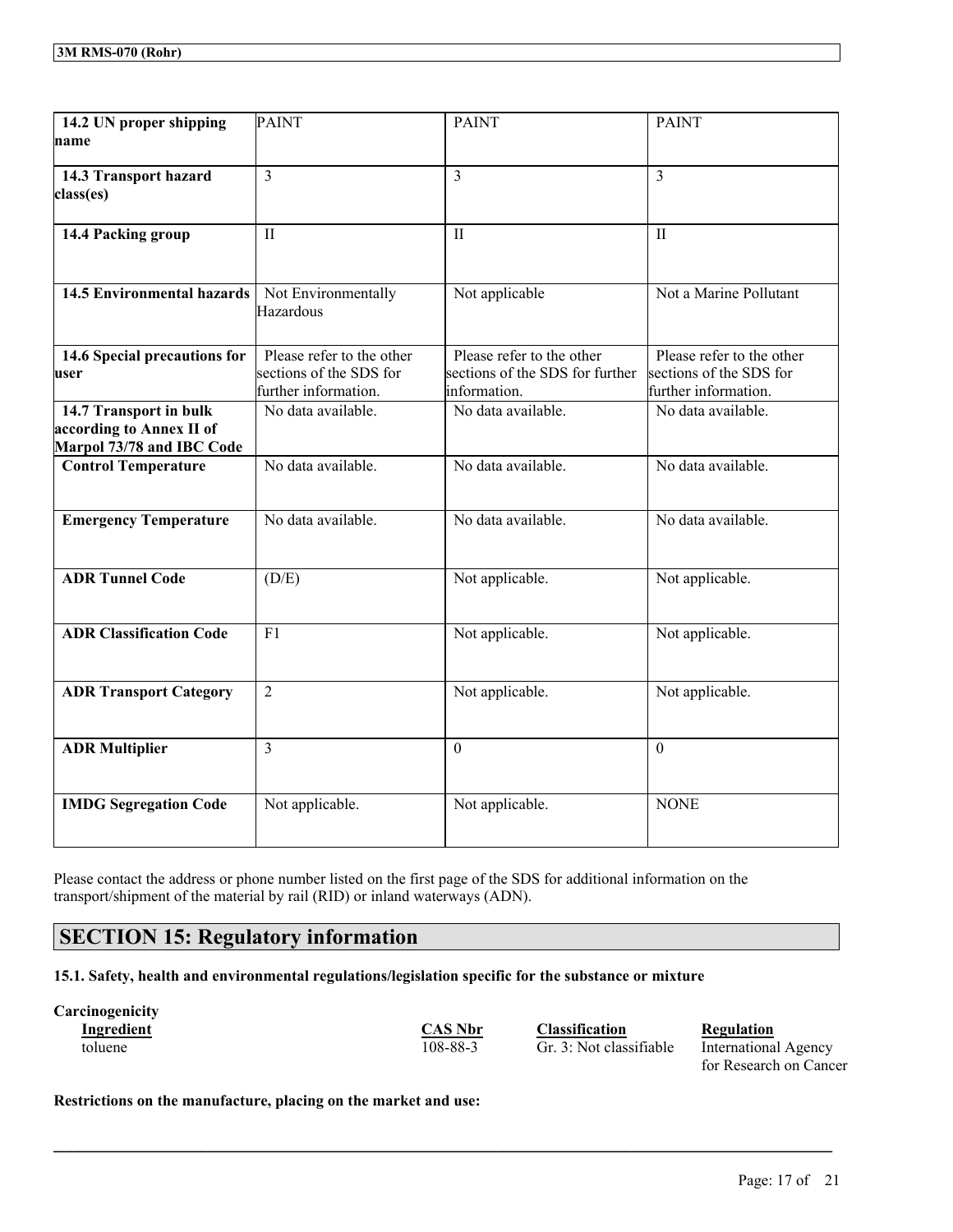| 14.2 UN proper shipping name | PAINT | PAINT | PAINT |
|---|---|---|---|
| 14.3 Transport hazard class(es) | 3 | 3 | 3 |
| 14.4 Packing group | II | II | II |
| 14.5 Environmental hazards | Not Environmentally Hazardous | Not applicable | Not a Marine Pollutant |
| 14.6 Special precautions for user | Please refer to the other sections of the SDS for further information. | Please refer to the other sections of the SDS for further information. | Please refer to the other sections of the SDS for further information. |
| 14.7 Transport in bulk according to Annex II of Marpol 73/78 and IBC Code | No data available. | No data available. | No data available. |
| Control Temperature | No data available. | No data available. | No data available. |
| Emergency Temperature | No data available. | No data available. | No data available. |
| ADR Tunnel Code | (D/E) | Not applicable. | Not applicable. |
| ADR Classification Code | F1 | Not applicable. | Not applicable. |
| ADR Transport Category | 2 | Not applicable. | Not applicable. |
| ADR Multiplier | 3 | 0 | 0 |
| IMDG Segregation Code | Not applicable. | Not applicable. | NONE |

Please contact the address or phone number listed on the first page of the SDS for additional information on the transport/shipment of the material by rail (RID) or inland waterways (ADN).

# SECTION 15: Regulatory information

**15.1. Safety, health and environmental regulations/legislation specific for the substance or mixture**

**Carcinogenicity**

| Ingredient | CAS Nbr | Classification | Regulation |
|---|---|---|---|
| toluene | 108-88-3 | Gr. 3: Not classifiable | International Agency for Research on Cancer |

**Restrictions on the manufacture, placing on the market and use:**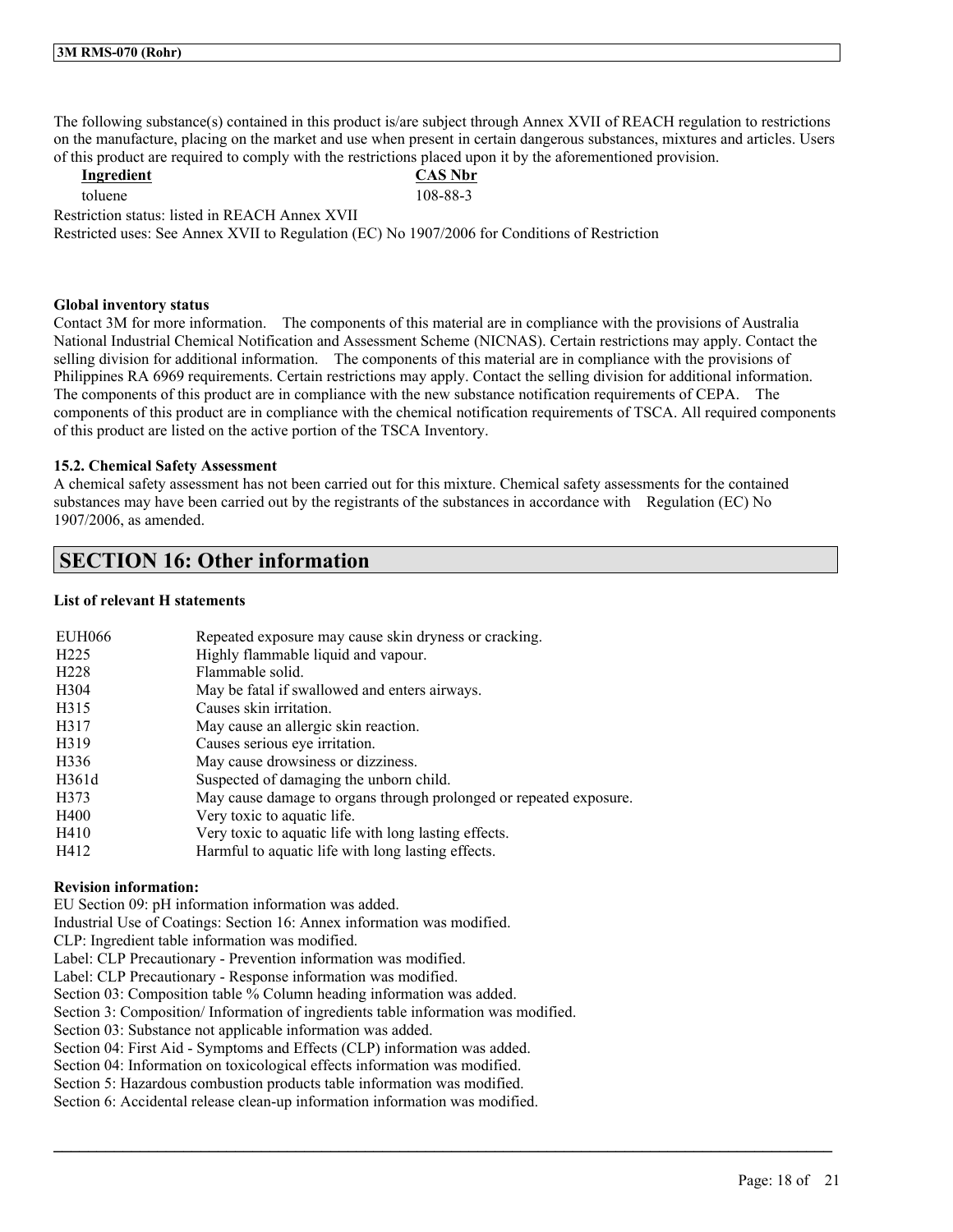The following substance(s) contained in this product is/are subject through Annex XVII of REACH regulation to restrictions on the manufacture, placing on the market and use when present in certain dangerous substances, mixtures and articles. Users of this product are required to comply with the restrictions placed upon it by the aforementioned provision.

| Ingredient | CAS Nbr |
|---|---|
| toluene | 108-88-3 |

Restriction status: listed in REACH Annex XVII

Restricted uses: See Annex XVII to Regulation (EC) No 1907/2006 for Conditions of Restriction

**Global inventory status**

Contact 3M for more information. The components of this material are in compliance with the provisions of Australia National Industrial Chemical Notification and Assessment Scheme (NICNAS). Certain restrictions may apply. Contact the selling division for additional information. The components of this material are in compliance with the provisions of Philippines RA 6969 requirements. Certain restrictions may apply. Contact the selling division for additional information. The components of this product are in compliance with the new substance notification requirements of CEPA. The components of this product are in compliance with the chemical notification requirements of TSCA. All required components of this product are listed on the active portion of the TSCA Inventory.

**15.2. Chemical Safety Assessment**

A chemical safety assessment has not been carried out for this mixture. Chemical safety assessments for the contained substances may have been carried out by the registrants of the substances in accordance with Regulation (EC) No 1907/2006, as amended.

## SECTION 16: Other information

**List of relevant H statements**

| | |
|---|---|
| EUH066 | Repeated exposure may cause skin dryness or cracking. |
| H225 | Highly flammable liquid and vapour. |
| H228 | Flammable solid. |
| H304 | May be fatal if swallowed and enters airways. |
| H315 | Causes skin irritation. |
| H317 | May cause an allergic skin reaction. |
| H319 | Causes serious eye irritation. |
| H336 | May cause drowsiness or dizziness. |
| H361d | Suspected of damaging the unborn child. |
| H373 | May cause damage to organs through prolonged or repeated exposure. |
| H400 | Very toxic to aquatic life. |
| H410 | Very toxic to aquatic life with long lasting effects. |
| H412 | Harmful to aquatic life with long lasting effects. |

**Revision information:**

EU Section 09: pH information information was added.
Industrial Use of Coatings: Section 16: Annex information was modified.
CLP: Ingredient table information was modified.
Label: CLP Precautionary - Prevention information was modified.
Label: CLP Precautionary - Response information was modified.
Section 03: Composition table % Column heading information was added.
Section 3: Composition/ Information of ingredients table information was modified.
Section 03: Substance not applicable information was added.
Section 04: First Aid - Symptoms and Effects (CLP) information was added.
Section 04: Information on toxicological effects information was modified.
Section 5: Hazardous combustion products table information was modified.
Section 6: Accidental release clean-up information information was modified.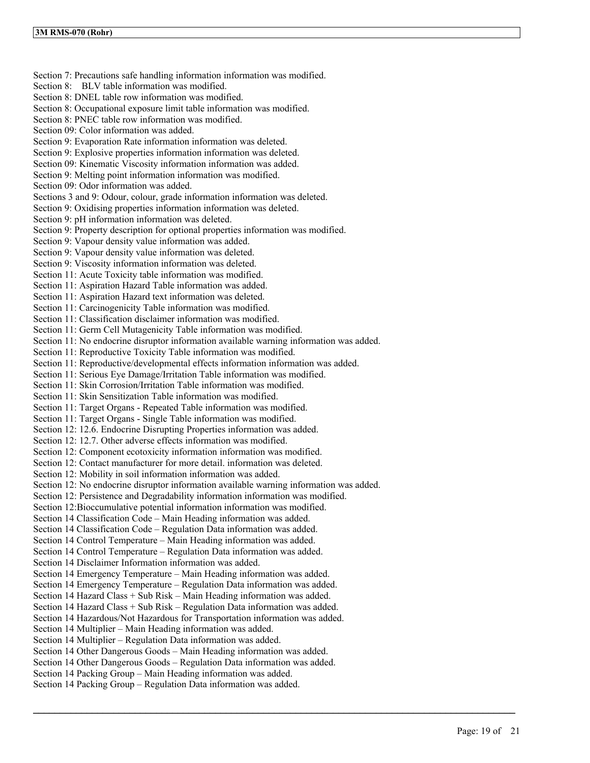Section 7: Precautions safe handling information information was modified.
Section 8:    BLV table information was modified.
Section 8: DNEL table row information was modified.
Section 8: Occupational exposure limit table information was modified.
Section 8: PNEC table row information was modified.
Section 09: Color information was added.
Section 9: Evaporation Rate information information was deleted.
Section 9: Explosive properties information information was deleted.
Section 09: Kinematic Viscosity information information was added.
Section 9: Melting point information information was modified.
Section 09: Odor information was added.
Sections 3 and 9: Odour, colour, grade information information was deleted.
Section 9: Oxidising properties information information was deleted.
Section 9: pH information information was deleted.
Section 9: Property description for optional properties information was modified.
Section 9: Vapour density value information was added.
Section 9: Vapour density value information was deleted.
Section 9: Viscosity information information was deleted.
Section 11: Acute Toxicity table information was modified.
Section 11: Aspiration Hazard Table information was added.
Section 11: Aspiration Hazard text information was deleted.
Section 11: Carcinogenicity Table information was modified.
Section 11: Classification disclaimer information was modified.
Section 11: Germ Cell Mutagenicity Table information was modified.
Section 11: No endocrine disruptor information available warning information was added.
Section 11: Reproductive Toxicity Table information was modified.
Section 11: Reproductive/developmental effects information information was added.
Section 11: Serious Eye Damage/Irritation Table information was modified.
Section 11: Skin Corrosion/Irritation Table information was modified.
Section 11: Skin Sensitization Table information was modified.
Section 11: Target Organs - Repeated Table information was modified.
Section 11: Target Organs - Single Table information was modified.
Section 12: 12.6. Endocrine Disrupting Properties information was added.
Section 12: 12.7. Other adverse effects information was modified.
Section 12: Component ecotoxicity information information was modified.
Section 12: Contact manufacturer for more detail. information was deleted.
Section 12: Mobility in soil information information was added.
Section 12: No endocrine disruptor information available warning information was added.
Section 12: Persistence and Degradability information information was modified.
Section 12:Bioccumulative potential information information was modified.
Section 14 Classification Code – Main Heading information was added.
Section 14 Classification Code – Regulation Data information was added.
Section 14 Control Temperature – Main Heading information was added.
Section 14 Control Temperature – Regulation Data information was added.
Section 14 Disclaimer Information information was added.
Section 14 Emergency Temperature – Main Heading information was added.
Section 14 Emergency Temperature – Regulation Data information was added.
Section 14 Hazard Class + Sub Risk – Main Heading information was added.
Section 14 Hazard Class + Sub Risk – Regulation Data information was added.
Section 14 Hazardous/Not Hazardous for Transportation information was added.
Section 14 Multiplier – Main Heading information was added.
Section 14 Multiplier – Regulation Data information was added.
Section 14 Other Dangerous Goods – Main Heading information was added.
Section 14 Other Dangerous Goods – Regulation Data information was added.
Section 14 Packing Group – Main Heading information was added.
Section 14 Packing Group – Regulation Data information was added.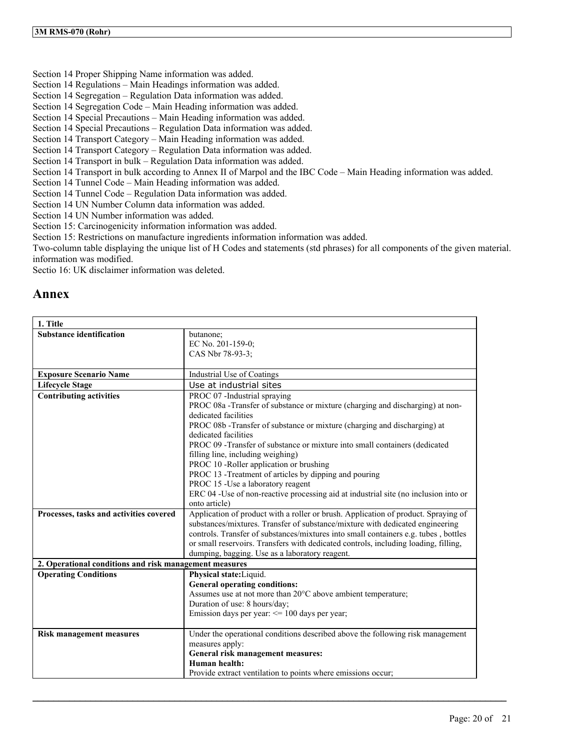Section 14 Proper Shipping Name information was added.
Section 14 Regulations – Main Headings information was added.
Section 14 Segregation – Regulation Data information was added.
Section 14 Segregation Code – Main Heading information was added.
Section 14 Special Precautions – Main Heading information was added.
Section 14 Special Precautions – Regulation Data information was added.
Section 14 Transport Category – Main Heading information was added.
Section 14 Transport Category – Regulation Data information was added.
Section 14 Transport in bulk – Regulation Data information was added.
Section 14 Transport in bulk according to Annex II of Marpol and the IBC Code – Main Heading information was added.
Section 14 Tunnel Code – Main Heading information was added.
Section 14 Tunnel Code – Regulation Data information was added.
Section 14 UN Number Column data information was added.
Section 14 UN Number information was added.
Section 15: Carcinogenicity information information was added.
Section 15: Restrictions on manufacture ingredients information information was added.
Two-column table displaying the unique list of H Codes and statements (std phrases) for all components of the given material. information was modified.
Sectio 16: UK disclaimer information was deleted.

# Annex

| **1. Title** | |
|---|---|
| **Substance identification** | butanone;<br>EC No. 201-159-0;<br>CAS Nbr 78-93-3; |
| **Exposure Scenario Name** | Industrial Use of Coatings |
| **Lifecycle Stage** | Use at industrial sites |
| **Contributing activities** | PROC 07 -Industrial spraying<br>PROC 08a -Transfer of substance or mixture (charging and discharging) at non-dedicated facilities<br>PROC 08b -Transfer of substance or mixture (charging and discharging) at dedicated facilities<br>PROC 09 -Transfer of substance or mixture into small containers (dedicated filling line, including weighing)<br>PROC 10 -Roller application or brushing<br>PROC 13 -Treatment of articles by dipping and pouring<br>PROC 15 -Use a laboratory reagent<br>ERC 04 -Use of non-reactive processing aid at industrial site (no inclusion into or onto article) |
| **Processes, tasks and activities covered** | Application of product with a roller or brush. Application of product. Spraying of substances/mixtures. Transfer of substance/mixture with dedicated engineering controls. Transfer of substances/mixtures into small containers e.g. tubes , bottles or small reservoirs. Transfers with dedicated controls, including loading, filling, dumping, bagging. Use as a laboratory reagent. |
| **2. Operational conditions and risk management measures** | |
| **Operating Conditions** | **Physical state:**Liquid.<br>**General operating conditions:**<br>Assumes use at not more than 20°C above ambient temperature;<br>Duration of use: 8 hours/day;<br>Emission days per year: <= 100 days per year; |
| **Risk management measures** | Under the operational conditions described above the following risk management measures apply:<br>**General risk management measures:**<br>**Human health:**<br>Provide extract ventilation to points where emissions occur; |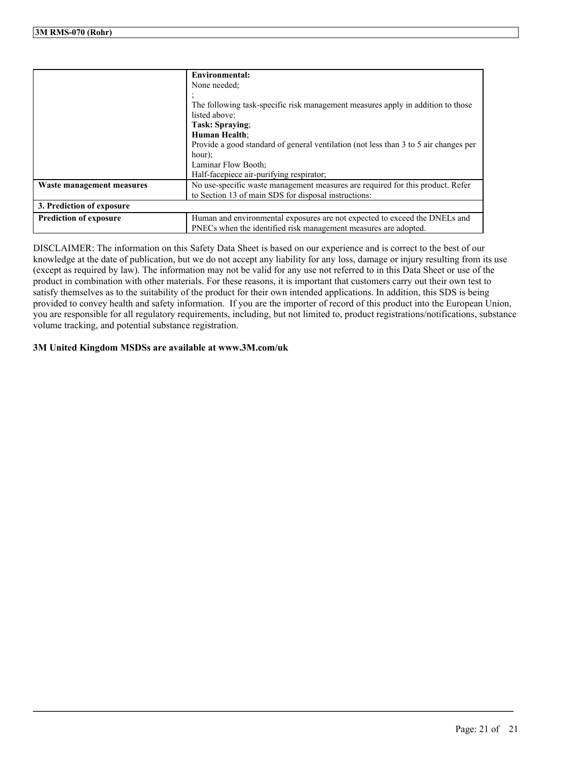| | |
|---|---|
| | **Environmental:**<br>None needed;<br>;<br>The following task-specific risk management measures apply in addition to those listed above:<br>**Task: Spraying**;<br>**Human Health**;<br>Provide a good standard of general ventilation (not less than 3 to 5 air changes per hour);<br>Laminar Flow Booth;<br>Half-facepiece air-purifying respirator; |
| **Waste management measures** | No use-specific waste management measures are required for this product. Refer to Section 13 of main SDS for disposal instructions: |
| **3. Prediction of exposure** | |
| **Prediction of exposure** | Human and environmental exposures are not expected to exceed the DNELs and PNECs when the identified risk management measures are adopted. |

DISCLAIMER: The information on this Safety Data Sheet is based on our experience and is correct to the best of our knowledge at the date of publication, but we do not accept any liability for any loss, damage or injury resulting from its use (except as required by law). The information may not be valid for any use not referred to in this Data Sheet or use of the product in combination with other materials. For these reasons, it is important that customers carry out their own test to satisfy themselves as to the suitability of the product for their own intended applications. In addition, this SDS is being provided to convey health and safety information. If you are the importer of record of this product into the European Union, you are responsible for all regulatory requirements, including, but not limited to, product registrations/notifications, substance volume tracking, and potential substance registration.

**3M United Kingdom MSDSs are available at www.3M.com/uk**